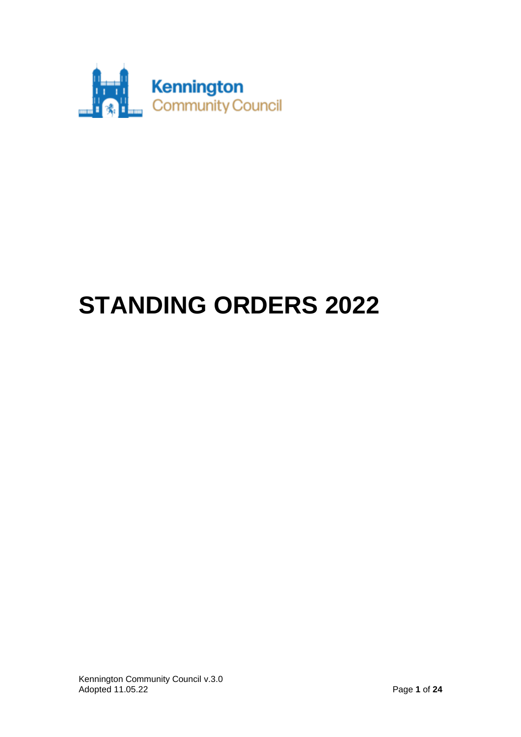Kennington
Community Council

# STANDING ORDERS 2022

Kennington Community Council v.3.0
Adopted 11.05.22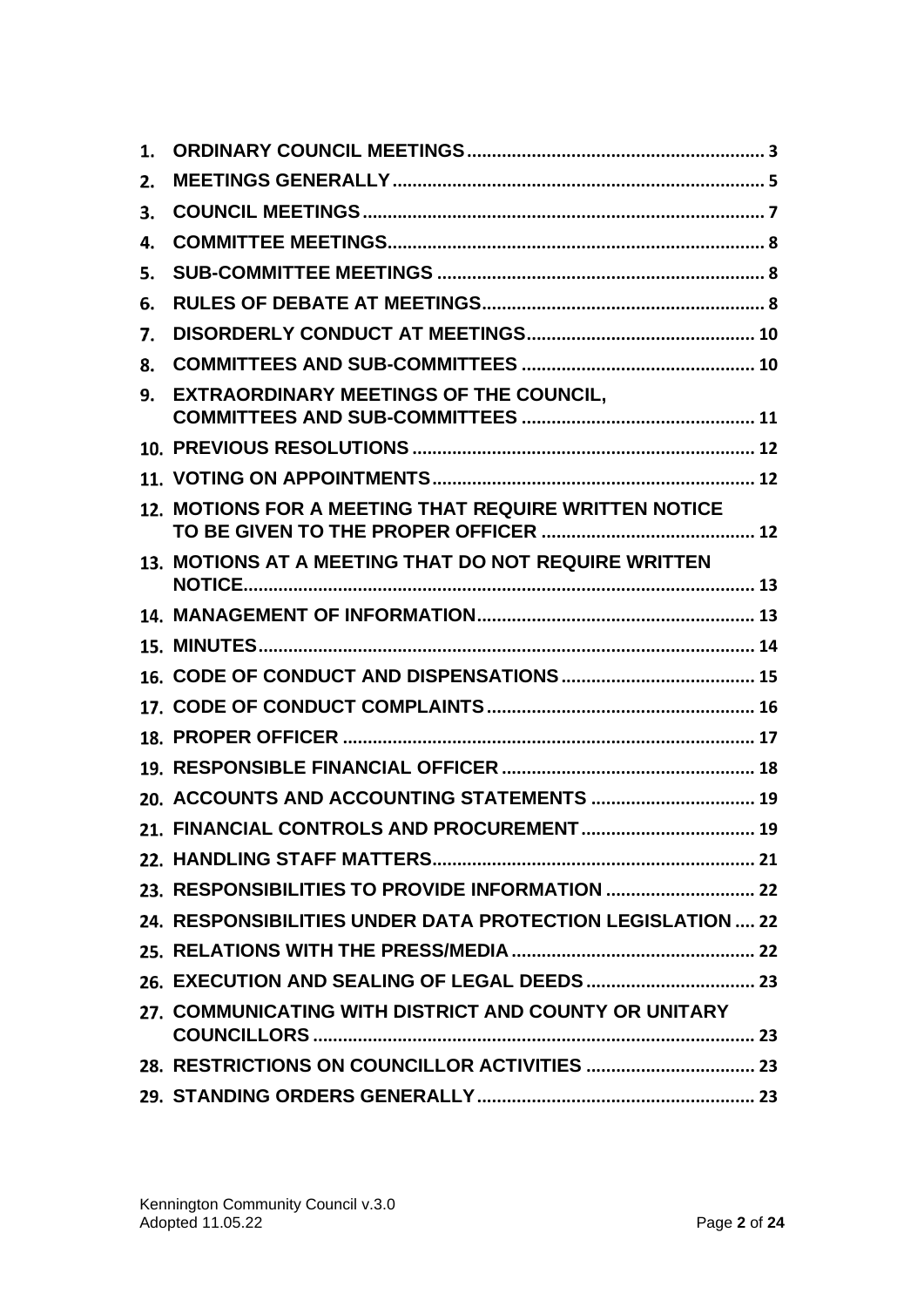1. **ORDINARY COUNCIL MEETINGS** .... 3
2. **MEETINGS GENERALLY** .... 5
3. **COUNCIL MEETINGS** .... 7
4. **COMMITTEE MEETINGS** .... 8
5. **SUB-COMMITTEE MEETINGS** .... 8
6. **RULES OF DEBATE AT MEETINGS** .... 8
7. **DISORDERLY CONDUCT AT MEETINGS** .... 10
8. **COMMITTEES AND SUB-COMMITTEES** .... 10
9. **EXTRAORDINARY MEETINGS OF THE COUNCIL, COMMITTEES AND SUB-COMMITTEES** .... 11
10. **PREVIOUS RESOLUTIONS** .... 12
11. **VOTING ON APPOINTMENTS** .... 12
12. **MOTIONS FOR A MEETING THAT REQUIRE WRITTEN NOTICE TO BE GIVEN TO THE PROPER OFFICER** .... 12
13. **MOTIONS AT A MEETING THAT DO NOT REQUIRE WRITTEN NOTICE** .... 13
14. **MANAGEMENT OF INFORMATION** .... 13
15. **MINUTES** .... 14
16. **CODE OF CONDUCT AND DISPENSATIONS** .... 15
17. **CODE OF CONDUCT COMPLAINTS** .... 16
18. **PROPER OFFICER** .... 17
19. **RESPONSIBLE FINANCIAL OFFICER** .... 18
20. **ACCOUNTS AND ACCOUNTING STATEMENTS** .... 19
21. **FINANCIAL CONTROLS AND PROCUREMENT** .... 19
22. **HANDLING STAFF MATTERS** .... 21
23. **RESPONSIBILITIES TO PROVIDE INFORMATION** .... 22
24. **RESPONSIBILITIES UNDER DATA PROTECTION LEGISLATION** .... 22
25. **RELATIONS WITH THE PRESS/MEDIA** .... 22
26. **EXECUTION AND SEALING OF LEGAL DEEDS** .... 23
27. **COMMUNICATING WITH DISTRICT AND COUNTY OR UNITARY COUNCILLORS** .... 23
28. **RESTRICTIONS ON COUNCILLOR ACTIVITIES** .... 23
29. **STANDING ORDERS GENERALLY** .... 23

Kennington Community Council v.3.0
Adopted 11.05.22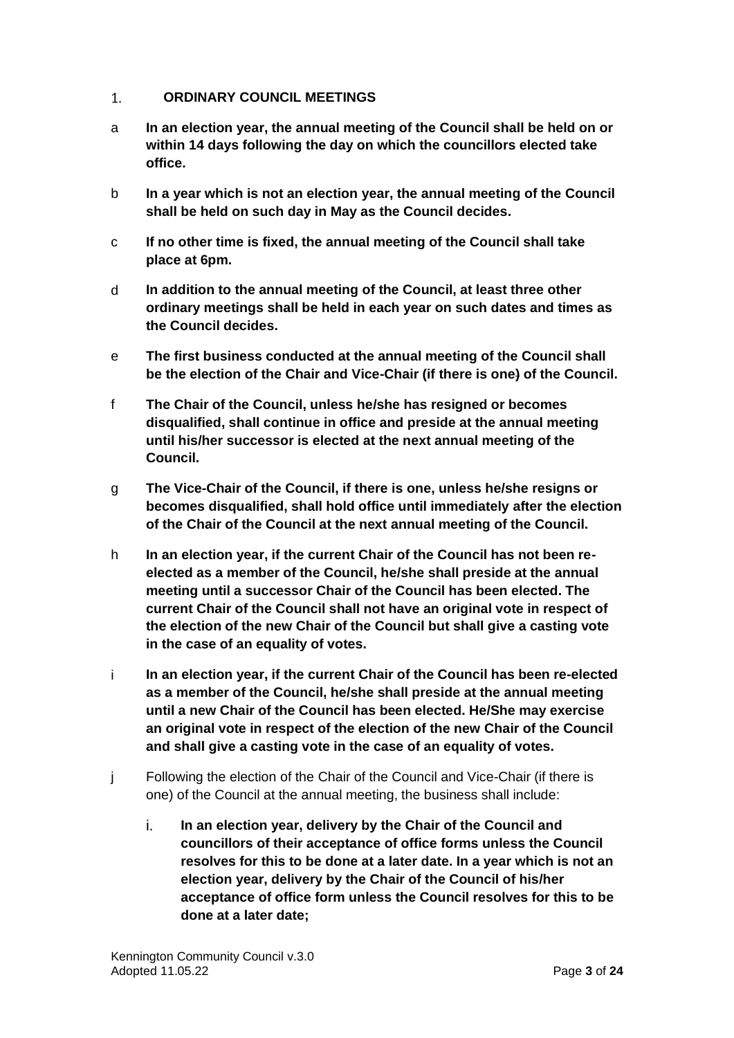## 1. ORDINARY COUNCIL MEETINGS

a **In an election year, the annual meeting of the Council shall be held on or within 14 days following the day on which the councillors elected take office.**

b **In a year which is not an election year, the annual meeting of the Council shall be held on such day in May as the Council decides.**

c **If no other time is fixed, the annual meeting of the Council shall take place at 6pm.**

d **In addition to the annual meeting of the Council, at least three other ordinary meetings shall be held in each year on such dates and times as the Council decides.**

e **The first business conducted at the annual meeting of the Council shall be the election of the Chair and Vice-Chair (if there is one) of the Council.**

f **The Chair of the Council, unless he/she has resigned or becomes disqualified, shall continue in office and preside at the annual meeting until his/her successor is elected at the next annual meeting of the Council.**

g **The Vice-Chair of the Council, if there is one, unless he/she resigns or becomes disqualified, shall hold office until immediately after the election of the Chair of the Council at the next annual meeting of the Council.**

h **In an election year, if the current Chair of the Council has not been re-elected as a member of the Council, he/she shall preside at the annual meeting until a successor Chair of the Council has been elected. The current Chair of the Council shall not have an original vote in respect of the election of the new Chair of the Council but shall give a casting vote in the case of an equality of votes.**

i **In an election year, if the current Chair of the Council has been re-elected as a member of the Council, he/she shall preside at the annual meeting until a new Chair of the Council has been elected. He/She may exercise an original vote in respect of the election of the new Chair of the Council and shall give a casting vote in the case of an equality of votes.**

j Following the election of the Chair of the Council and Vice-Chair (if there is one) of the Council at the annual meeting, the business shall include:

  i. **In an election year, delivery by the Chair of the Council and councillors of their acceptance of office forms unless the Council resolves for this to be done at a later date. In a year which is not an election year, delivery by the Chair of the Council of his/her acceptance of office form unless the Council resolves for this to be done at a later date;**

Kennington Community Council v.3.0
Adopted 11.05.22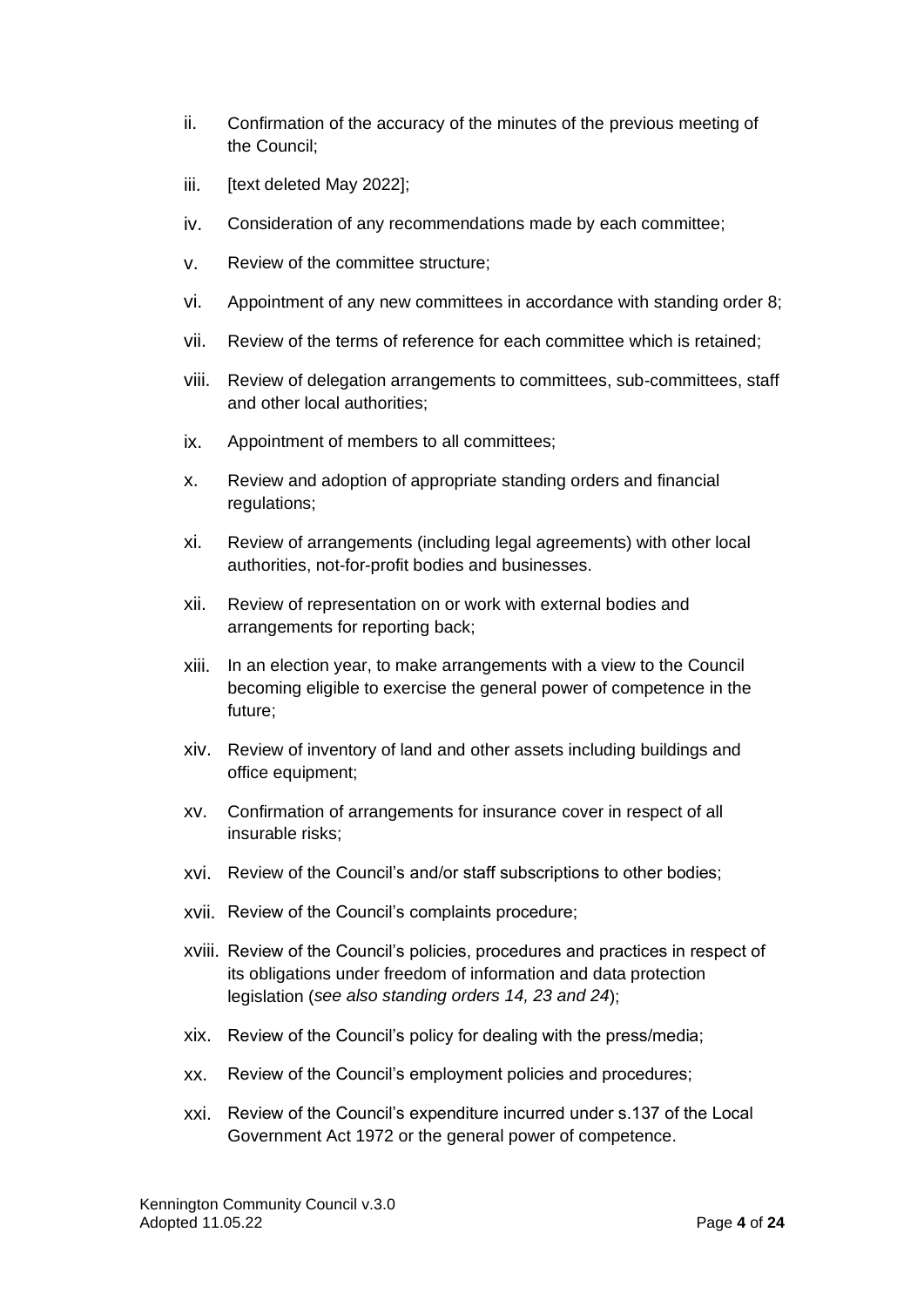ii. Confirmation of the accuracy of the minutes of the previous meeting of the Council;

iii. [text deleted May 2022];

iv. Consideration of any recommendations made by each committee;

v. Review of the committee structure;

vi. Appointment of any new committees in accordance with standing order 8;

vii. Review of the terms of reference for each committee which is retained;

viii. Review of delegation arrangements to committees, sub-committees, staff and other local authorities;

ix. Appointment of members to all committees;

x. Review and adoption of appropriate standing orders and financial regulations;

xi. Review of arrangements (including legal agreements) with other local authorities, not-for-profit bodies and businesses.

xii. Review of representation on or work with external bodies and arrangements for reporting back;

xiii. In an election year, to make arrangements with a view to the Council becoming eligible to exercise the general power of competence in the future;

xiv. Review of inventory of land and other assets including buildings and office equipment;

xv. Confirmation of arrangements for insurance cover in respect of all insurable risks;

xvi. Review of the Council's and/or staff subscriptions to other bodies;

xvii. Review of the Council's complaints procedure;

xviii. Review of the Council's policies, procedures and practices in respect of its obligations under freedom of information and data protection legislation (*see also standing orders 14, 23 and 24*);

xix. Review of the Council's policy for dealing with the press/media;

xx. Review of the Council's employment policies and procedures;

xxi. Review of the Council's expenditure incurred under s.137 of the Local Government Act 1972 or the general power of competence.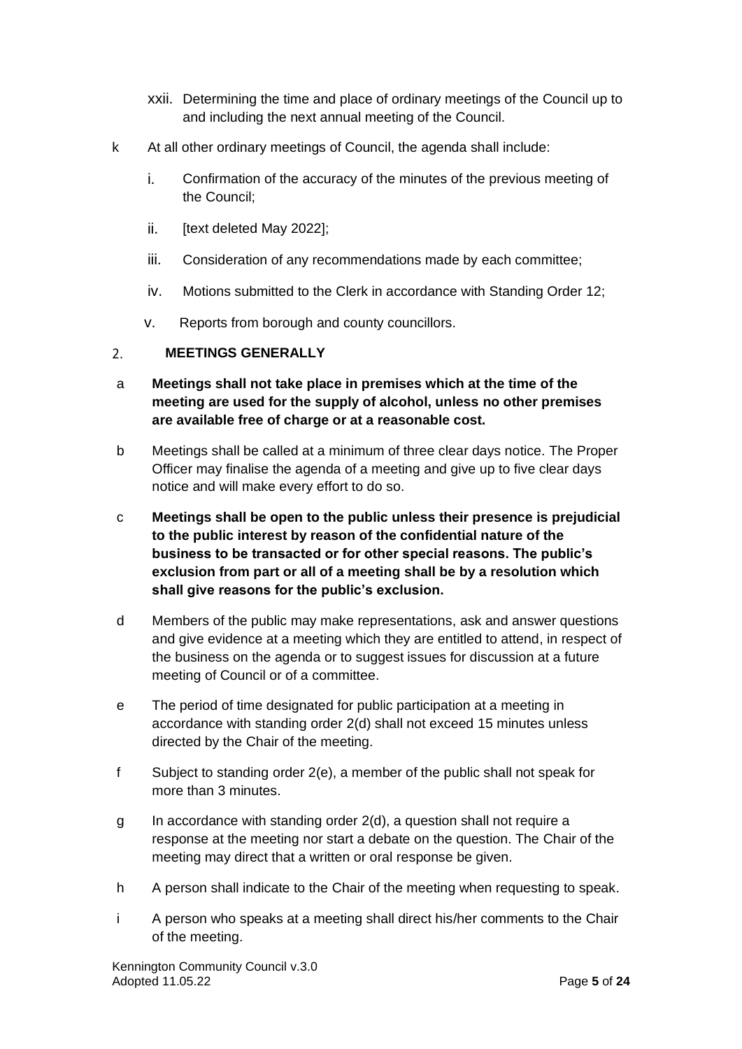xxii. Determining the time and place of ordinary meetings of the Council up to and including the next annual meeting of the Council.

k At all other ordinary meetings of Council, the agenda shall include:

i. Confirmation of the accuracy of the minutes of the previous meeting of the Council;

ii. [text deleted May 2022];

iii. Consideration of any recommendations made by each committee;

iv. Motions submitted to the Clerk in accordance with Standing Order 12;

v. Reports from borough and county councillors.

## 2. MEETINGS GENERALLY

a **Meetings shall not take place in premises which at the time of the meeting are used for the supply of alcohol, unless no other premises are available free of charge or at a reasonable cost.**

b Meetings shall be called at a minimum of three clear days notice. The Proper Officer may finalise the agenda of a meeting and give up to five clear days notice and will make every effort to do so.

c **Meetings shall be open to the public unless their presence is prejudicial to the public interest by reason of the confidential nature of the business to be transacted or for other special reasons. The public's exclusion from part or all of a meeting shall be by a resolution which shall give reasons for the public's exclusion.**

d Members of the public may make representations, ask and answer questions and give evidence at a meeting which they are entitled to attend, in respect of the business on the agenda or to suggest issues for discussion at a future meeting of Council or of a committee.

e The period of time designated for public participation at a meeting in accordance with standing order 2(d) shall not exceed 15 minutes unless directed by the Chair of the meeting.

f Subject to standing order 2(e), a member of the public shall not speak for more than 3 minutes.

g In accordance with standing order 2(d), a question shall not require a response at the meeting nor start a debate on the question. The Chair of the meeting may direct that a written or oral response be given.

h A person shall indicate to the Chair of the meeting when requesting to speak.

i A person who speaks at a meeting shall direct his/her comments to the Chair of the meeting.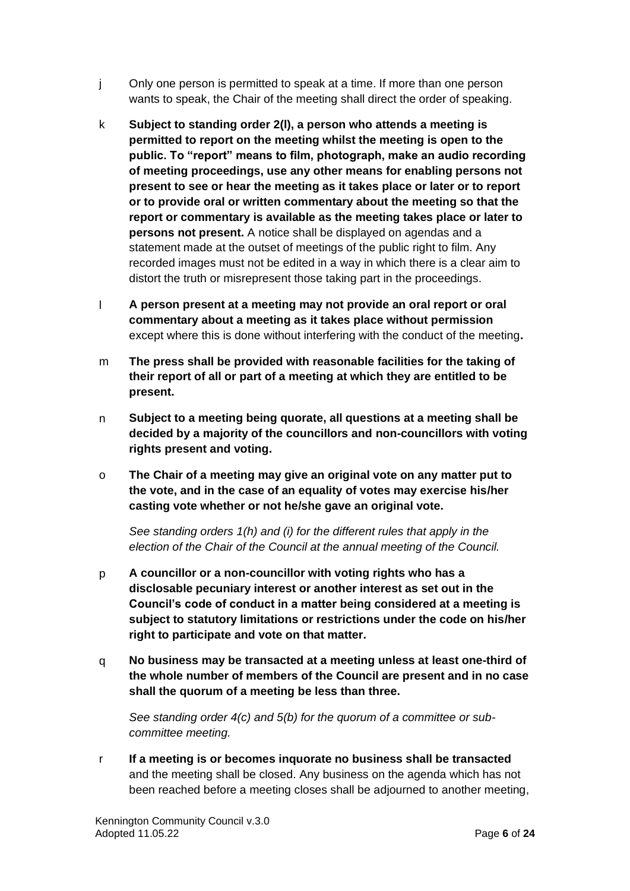j Only one person is permitted to speak at a time. If more than one person wants to speak, the Chair of the meeting shall direct the order of speaking.

k **Subject to standing order 2(l), a person who attends a meeting is permitted to report on the meeting whilst the meeting is open to the public. To "report" means to film, photograph, make an audio recording of meeting proceedings, use any other means for enabling persons not present to see or hear the meeting as it takes place or later or to report or to provide oral or written commentary about the meeting so that the report or commentary is available as the meeting takes place or later to persons not present.** A notice shall be displayed on agendas and a statement made at the outset of meetings of the public right to film. Any recorded images must not be edited in a way in which there is a clear aim to distort the truth or misrepresent those taking part in the proceedings.

l **A person present at a meeting may not provide an oral report or oral commentary about a meeting as it takes place without permission** except where this is done without interfering with the conduct of the meeting**.**

m **The press shall be provided with reasonable facilities for the taking of their report of all or part of a meeting at which they are entitled to be present.**

n **Subject to a meeting being quorate, all questions at a meeting shall be decided by a majority of the councillors and non-councillors with voting rights present and voting.**

o **The Chair of a meeting may give an original vote on any matter put to the vote, and in the case of an equality of votes may exercise his/her casting vote whether or not he/she gave an original vote.**

*See standing orders 1(h) and (i) for the different rules that apply in the election of the Chair of the Council at the annual meeting of the Council.*

p **A councillor or a non-councillor with voting rights who has a disclosable pecuniary interest or another interest as set out in the Council's code of conduct in a matter being considered at a meeting is subject to statutory limitations or restrictions under the code on his/her right to participate and vote on that matter.**

q **No business may be transacted at a meeting unless at least one-third of the whole number of members of the Council are present and in no case shall the quorum of a meeting be less than three.**

*See standing order 4(c) and 5(b) for the quorum of a committee or sub-committee meeting.*

r **If a meeting is or becomes inquorate no business shall be transacted** and the meeting shall be closed. Any business on the agenda which has not been reached before a meeting closes shall be adjourned to another meeting,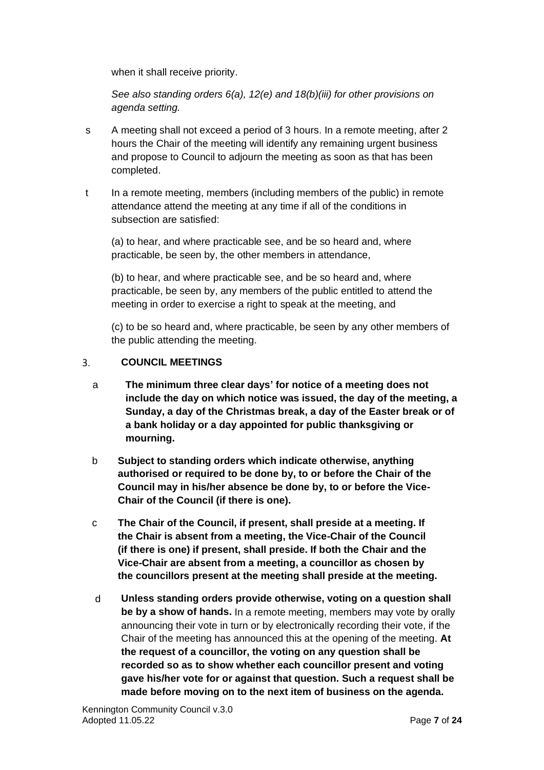when it shall receive priority.

*See also standing orders 6(a), 12(e) and 18(b)(iii) for other provisions on agenda setting.*

s A meeting shall not exceed a period of 3 hours. In a remote meeting, after 2 hours the Chair of the meeting will identify any remaining urgent business and propose to Council to adjourn the meeting as soon as that has been completed.

t In a remote meeting, members (including members of the public) in remote attendance attend the meeting at any time if all of the conditions in subsection are satisfied:

(a) to hear, and where practicable see, and be so heard and, where practicable, be seen by, the other members in attendance,

(b) to hear, and where practicable see, and be so heard and, where practicable, be seen by, any members of the public entitled to attend the meeting in order to exercise a right to speak at the meeting, and

(c) to be so heard and, where practicable, be seen by any other members of the public attending the meeting.

## 3. COUNCIL MEETINGS

a **The minimum three clear days' for notice of a meeting does not include the day on which notice was issued, the day of the meeting, a Sunday, a day of the Christmas break, a day of the Easter break or of a bank holiday or a day appointed for public thanksgiving or mourning.**

b **Subject to standing orders which indicate otherwise, anything authorised or required to be done by, to or before the Chair of the Council may in his/her absence be done by, to or before the Vice-Chair of the Council (if there is one).**

c **The Chair of the Council, if present, shall preside at a meeting. If the Chair is absent from a meeting, the Vice-Chair of the Council (if there is one) if present, shall preside. If both the Chair and the Vice-Chair are absent from a meeting, a councillor as chosen by the councillors present at the meeting shall preside at the meeting.**

d **Unless standing orders provide otherwise, voting on a question shall be by a show of hands.** In a remote meeting, members may vote by orally announcing their vote in turn or by electronically recording their vote, if the Chair of the meeting has announced this at the opening of the meeting. **At the request of a councillor, the voting on any question shall be recorded so as to show whether each councillor present and voting gave his/her vote for or against that question. Such a request shall be made before moving on to the next item of business on the agenda.**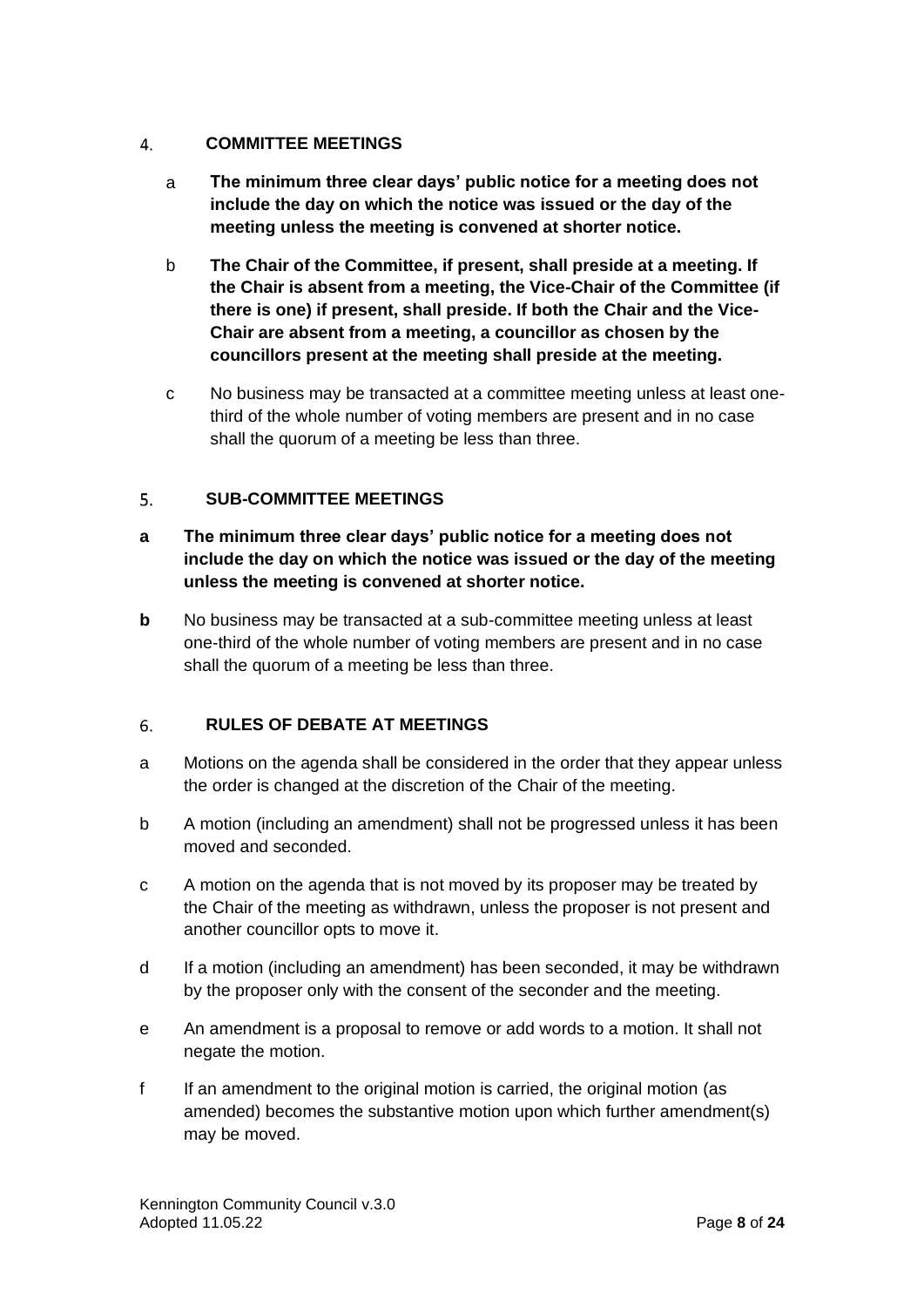## 4. COMMITTEE MEETINGS

a **The minimum three clear days' public notice for a meeting does not include the day on which the notice was issued or the day of the meeting unless the meeting is convened at shorter notice.**

b **The Chair of the Committee, if present, shall preside at a meeting. If the Chair is absent from a meeting, the Vice-Chair of the Committee (if there is one) if present, shall preside. If both the Chair and the Vice-Chair are absent from a meeting, a councillor as chosen by the councillors present at the meeting shall preside at the meeting.**

c No business may be transacted at a committee meeting unless at least one-third of the whole number of voting members are present and in no case shall the quorum of a meeting be less than three.

## 5. SUB-COMMITTEE MEETINGS

**a** **The minimum three clear days' public notice for a meeting does not include the day on which the notice was issued or the day of the meeting unless the meeting is convened at shorter notice.**

**b** No business may be transacted at a sub-committee meeting unless at least one-third of the whole number of voting members are present and in no case shall the quorum of a meeting be less than three.

## 6. RULES OF DEBATE AT MEETINGS

a Motions on the agenda shall be considered in the order that they appear unless the order is changed at the discretion of the Chair of the meeting.

b A motion (including an amendment) shall not be progressed unless it has been moved and seconded.

c A motion on the agenda that is not moved by its proposer may be treated by the Chair of the meeting as withdrawn, unless the proposer is not present and another councillor opts to move it.

d If a motion (including an amendment) has been seconded, it may be withdrawn by the proposer only with the consent of the seconder and the meeting.

e An amendment is a proposal to remove or add words to a motion. It shall not negate the motion.

f If an amendment to the original motion is carried, the original motion (as amended) becomes the substantive motion upon which further amendment(s) may be moved.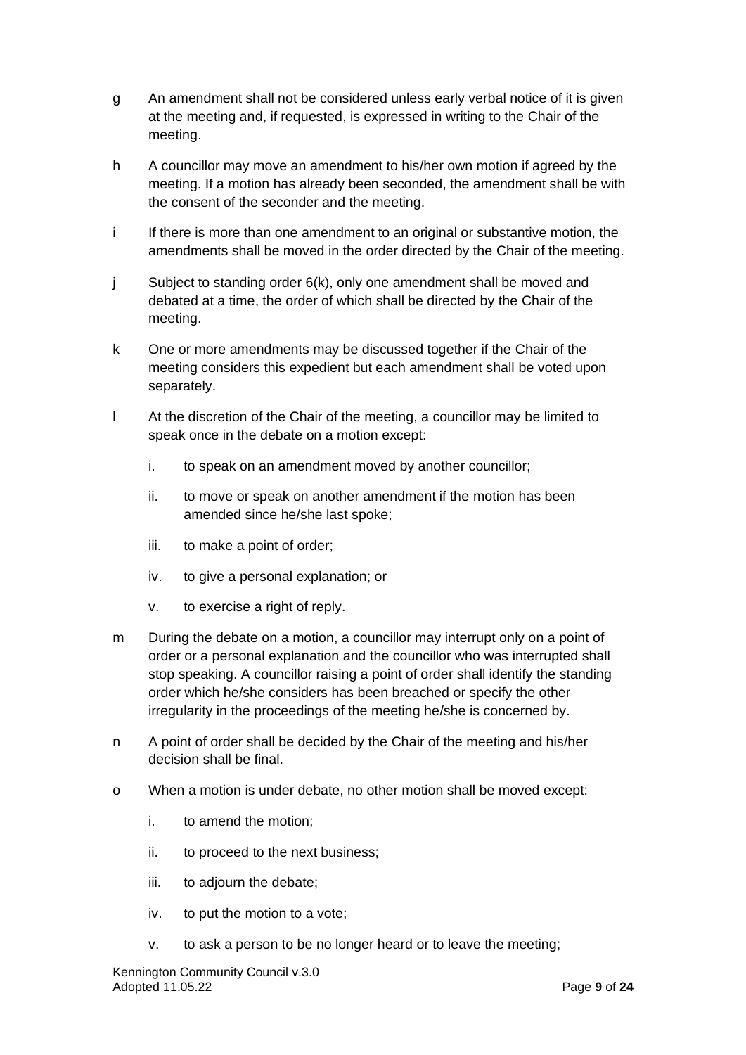g An amendment shall not be considered unless early verbal notice of it is given at the meeting and, if requested, is expressed in writing to the Chair of the meeting.

h A councillor may move an amendment to his/her own motion if agreed by the meeting. If a motion has already been seconded, the amendment shall be with the consent of the seconder and the meeting.

i If there is more than one amendment to an original or substantive motion, the amendments shall be moved in the order directed by the Chair of the meeting.

j Subject to standing order 6(k), only one amendment shall be moved and debated at a time, the order of which shall be directed by the Chair of the meeting.

k One or more amendments may be discussed together if the Chair of the meeting considers this expedient but each amendment shall be voted upon separately.

l At the discretion of the Chair of the meeting, a councillor may be limited to speak once in the debate on a motion except:

   i. to speak on an amendment moved by another councillor;

   ii. to move or speak on another amendment if the motion has been amended since he/she last spoke;

   iii. to make a point of order;

   iv. to give a personal explanation; or

   v. to exercise a right of reply.

m During the debate on a motion, a councillor may interrupt only on a point of order or a personal explanation and the councillor who was interrupted shall stop speaking. A councillor raising a point of order shall identify the standing order which he/she considers has been breached or specify the other irregularity in the proceedings of the meeting he/she is concerned by.

n A point of order shall be decided by the Chair of the meeting and his/her decision shall be final.

o When a motion is under debate, no other motion shall be moved except:

   i. to amend the motion;

   ii. to proceed to the next business;

   iii. to adjourn the debate;

   iv. to put the motion to a vote;

   v. to ask a person to be no longer heard or to leave the meeting;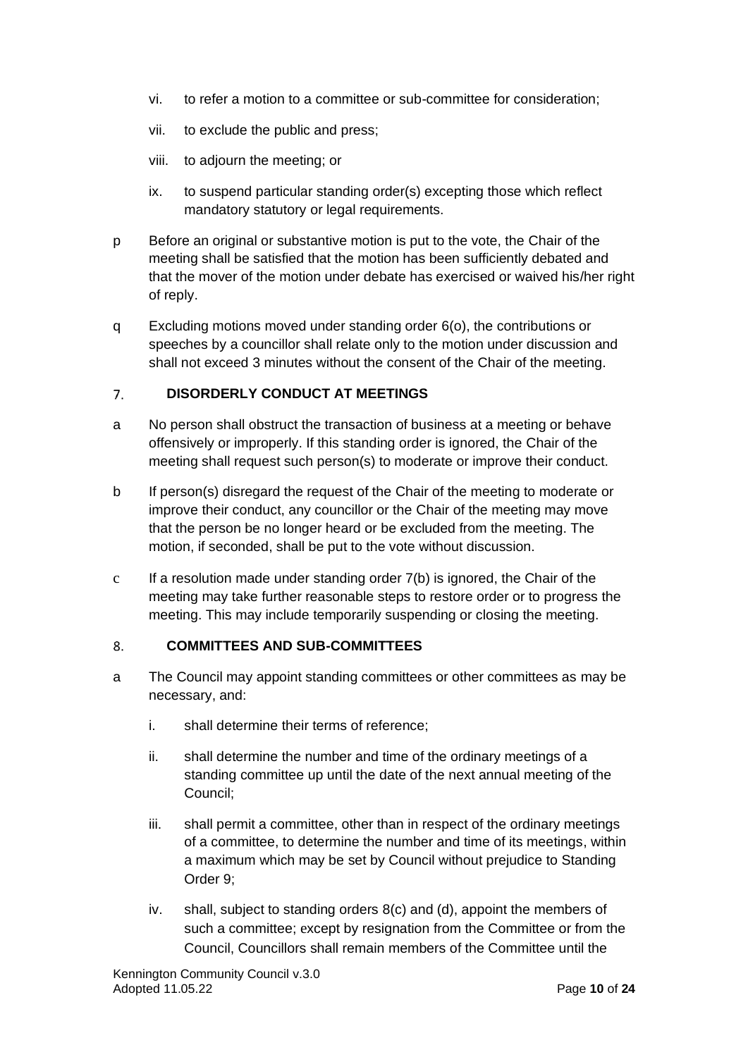vi. to refer a motion to a committee or sub-committee for consideration;

vii. to exclude the public and press;

viii. to adjourn the meeting; or

ix. to suspend particular standing order(s) excepting those which reflect mandatory statutory or legal requirements.

p Before an original or substantive motion is put to the vote, the Chair of the meeting shall be satisfied that the motion has been sufficiently debated and that the mover of the motion under debate has exercised or waived his/her right of reply.

q Excluding motions moved under standing order 6(o), the contributions or speeches by a councillor shall relate only to the motion under discussion and shall not exceed 3 minutes without the consent of the Chair of the meeting.

## 7. DISORDERLY CONDUCT AT MEETINGS

a No person shall obstruct the transaction of business at a meeting or behave offensively or improperly. If this standing order is ignored, the Chair of the meeting shall request such person(s) to moderate or improve their conduct.

b If person(s) disregard the request of the Chair of the meeting to moderate or improve their conduct, any councillor or the Chair of the meeting may move that the person be no longer heard or be excluded from the meeting. The motion, if seconded, shall be put to the vote without discussion.

c If a resolution made under standing order 7(b) is ignored, the Chair of the meeting may take further reasonable steps to restore order or to progress the meeting. This may include temporarily suspending or closing the meeting.

## 8. COMMITTEES AND SUB-COMMITTEES

a The Council may appoint standing committees or other committees as may be necessary, and:

i. shall determine their terms of reference;

ii. shall determine the number and time of the ordinary meetings of a standing committee up until the date of the next annual meeting of the Council;

iii. shall permit a committee, other than in respect of the ordinary meetings of a committee, to determine the number and time of its meetings, within a maximum which may be set by Council without prejudice to Standing Order 9;

iv. shall, subject to standing orders 8(c) and (d), appoint the members of such a committee; except by resignation from the Committee or from the Council, Councillors shall remain members of the Committee until the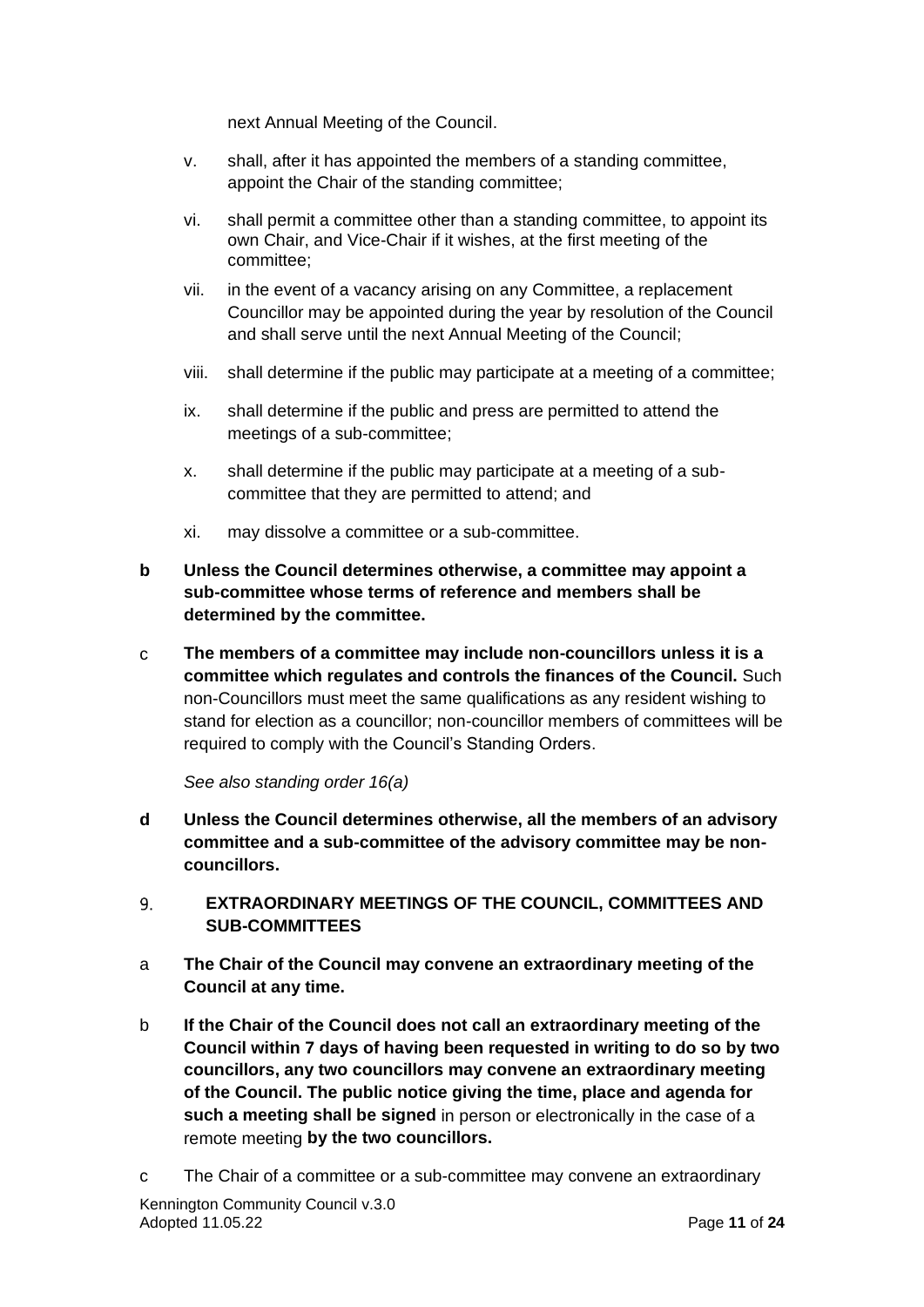next Annual Meeting of the Council.

v. shall, after it has appointed the members of a standing committee, appoint the Chair of the standing committee;

vi. shall permit a committee other than a standing committee, to appoint its own Chair, and Vice-Chair if it wishes, at the first meeting of the committee;

vii. in the event of a vacancy arising on any Committee, a replacement Councillor may be appointed during the year by resolution of the Council and shall serve until the next Annual Meeting of the Council;

viii. shall determine if the public may participate at a meeting of a committee;

ix. shall determine if the public and press are permitted to attend the meetings of a sub-committee;

x. shall determine if the public may participate at a meeting of a sub-committee that they are permitted to attend; and

xi. may dissolve a committee or a sub-committee.

**b Unless the Council determines otherwise, a committee may appoint a sub-committee whose terms of reference and members shall be determined by the committee.**

c **The members of a committee may include non-councillors unless it is a committee which regulates and controls the finances of the Council.** Such non-Councillors must meet the same qualifications as any resident wishing to stand for election as a councillor; non-councillor members of committees will be required to comply with the Council's Standing Orders.

*See also standing order 16(a)*

**d Unless the Council determines otherwise, all the members of an advisory committee and a sub-committee of the advisory committee may be non-councillors.**

## 9. EXTRAORDINARY MEETINGS OF THE COUNCIL, COMMITTEES AND SUB-COMMITTEES

a **The Chair of the Council may convene an extraordinary meeting of the Council at any time.**

b **If the Chair of the Council does not call an extraordinary meeting of the Council within 7 days of having been requested in writing to do so by two councillors, any two councillors may convene an extraordinary meeting of the Council. The public notice giving the time, place and agenda for such a meeting shall be signed** in person or electronically in the case of a remote meeting **by the two councillors.**

c The Chair of a committee or a sub-committee may convene an extraordinary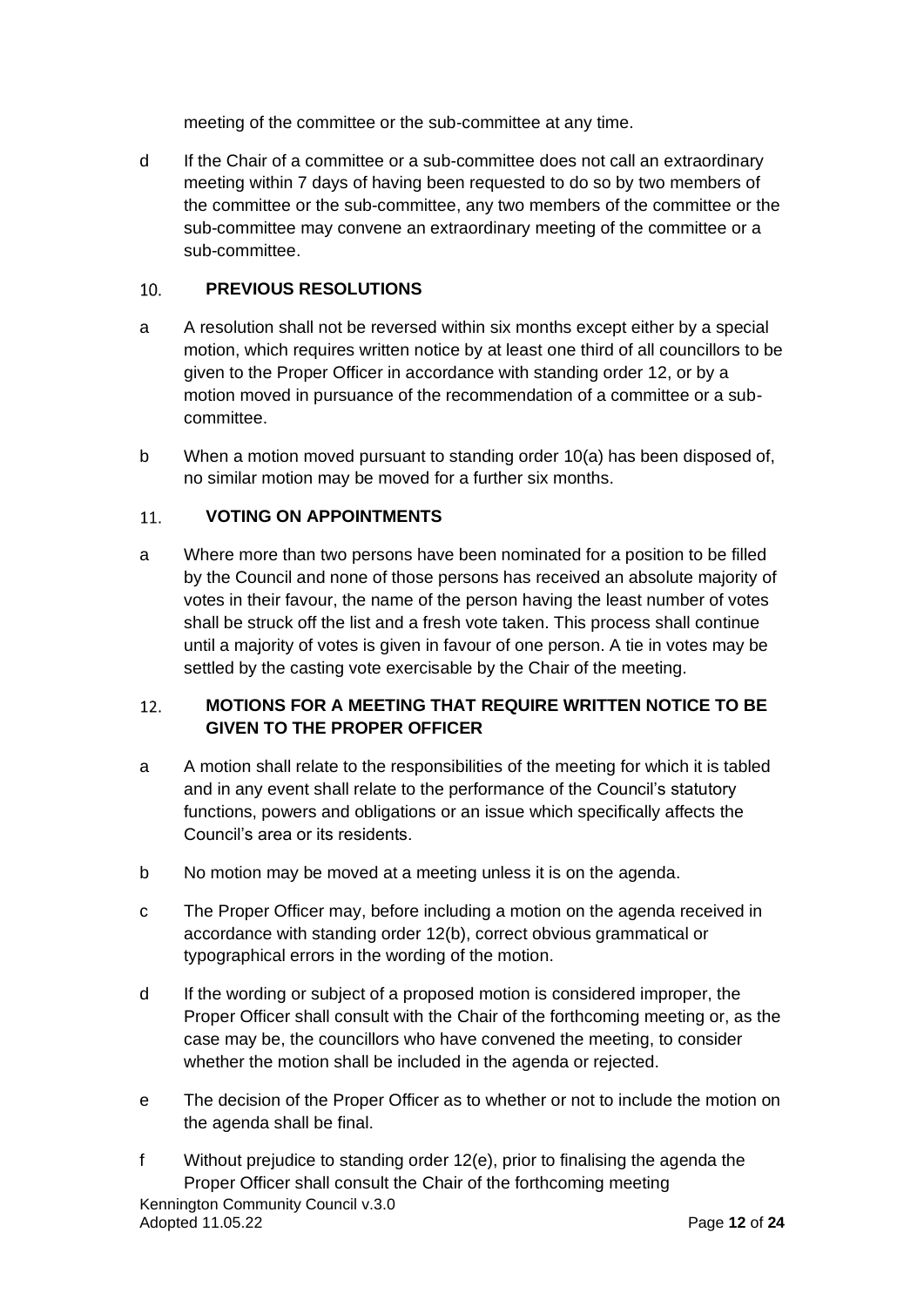meeting of the committee or the sub-committee at any time.

d If the Chair of a committee or a sub-committee does not call an extraordinary meeting within 7 days of having been requested to do so by two members of the committee or the sub-committee, any two members of the committee or the sub-committee may convene an extraordinary meeting of the committee or a sub-committee.

## 10. PREVIOUS RESOLUTIONS

a A resolution shall not be reversed within six months except either by a special motion, which requires written notice by at least one third of all councillors to be given to the Proper Officer in accordance with standing order 12, or by a motion moved in pursuance of the recommendation of a committee or a sub-committee.

b When a motion moved pursuant to standing order 10(a) has been disposed of, no similar motion may be moved for a further six months.

## 11. VOTING ON APPOINTMENTS

a Where more than two persons have been nominated for a position to be filled by the Council and none of those persons has received an absolute majority of votes in their favour, the name of the person having the least number of votes shall be struck off the list and a fresh vote taken. This process shall continue until a majority of votes is given in favour of one person. A tie in votes may be settled by the casting vote exercisable by the Chair of the meeting.

## 12. MOTIONS FOR A MEETING THAT REQUIRE WRITTEN NOTICE TO BE GIVEN TO THE PROPER OFFICER

a A motion shall relate to the responsibilities of the meeting for which it is tabled and in any event shall relate to the performance of the Council's statutory functions, powers and obligations or an issue which specifically affects the Council's area or its residents.

b No motion may be moved at a meeting unless it is on the agenda.

c The Proper Officer may, before including a motion on the agenda received in accordance with standing order 12(b), correct obvious grammatical or typographical errors in the wording of the motion.

d If the wording or subject of a proposed motion is considered improper, the Proper Officer shall consult with the Chair of the forthcoming meeting or, as the case may be, the councillors who have convened the meeting, to consider whether the motion shall be included in the agenda or rejected.

e The decision of the Proper Officer as to whether or not to include the motion on the agenda shall be final.

f Without prejudice to standing order 12(e), prior to finalising the agenda the Proper Officer shall consult the Chair of the forthcoming meeting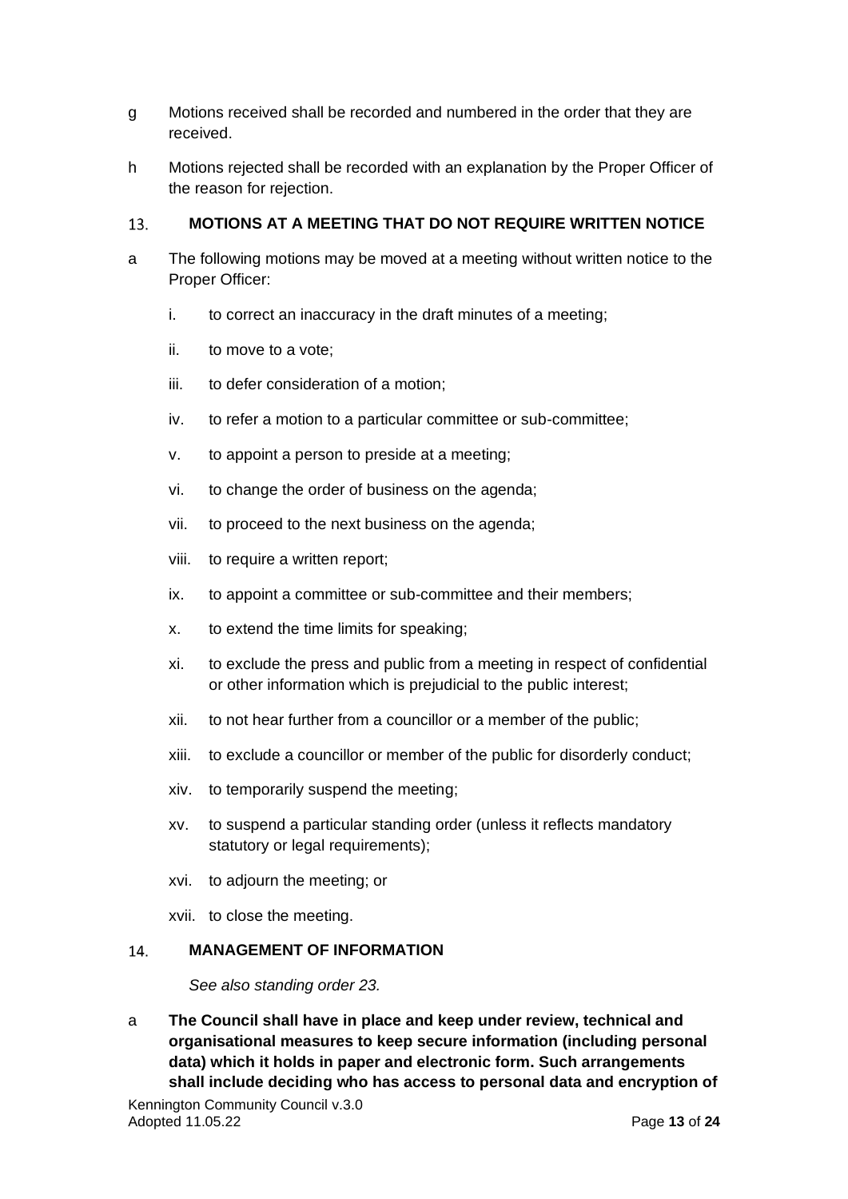g Motions received shall be recorded and numbered in the order that they are received.

h Motions rejected shall be recorded with an explanation by the Proper Officer of the reason for rejection.

## 13. MOTIONS AT A MEETING THAT DO NOT REQUIRE WRITTEN NOTICE

a The following motions may be moved at a meeting without written notice to the Proper Officer:

i. to correct an inaccuracy in the draft minutes of a meeting;

ii. to move to a vote;

iii. to defer consideration of a motion;

iv. to refer a motion to a particular committee or sub-committee;

v. to appoint a person to preside at a meeting;

vi. to change the order of business on the agenda;

vii. to proceed to the next business on the agenda;

viii. to require a written report;

ix. to appoint a committee or sub-committee and their members;

x. to extend the time limits for speaking;

xi. to exclude the press and public from a meeting in respect of confidential or other information which is prejudicial to the public interest;

xii. to not hear further from a councillor or a member of the public;

xiii. to exclude a councillor or member of the public for disorderly conduct;

xiv. to temporarily suspend the meeting;

xv. to suspend a particular standing order (unless it reflects mandatory statutory or legal requirements);

xvi. to adjourn the meeting; or

xvii. to close the meeting.

## 14. MANAGEMENT OF INFORMATION

*See also standing order 23.*

a **The Council shall have in place and keep under review, technical and organisational measures to keep secure information (including personal data) which it holds in paper and electronic form. Such arrangements shall include deciding who has access to personal data and encryption of**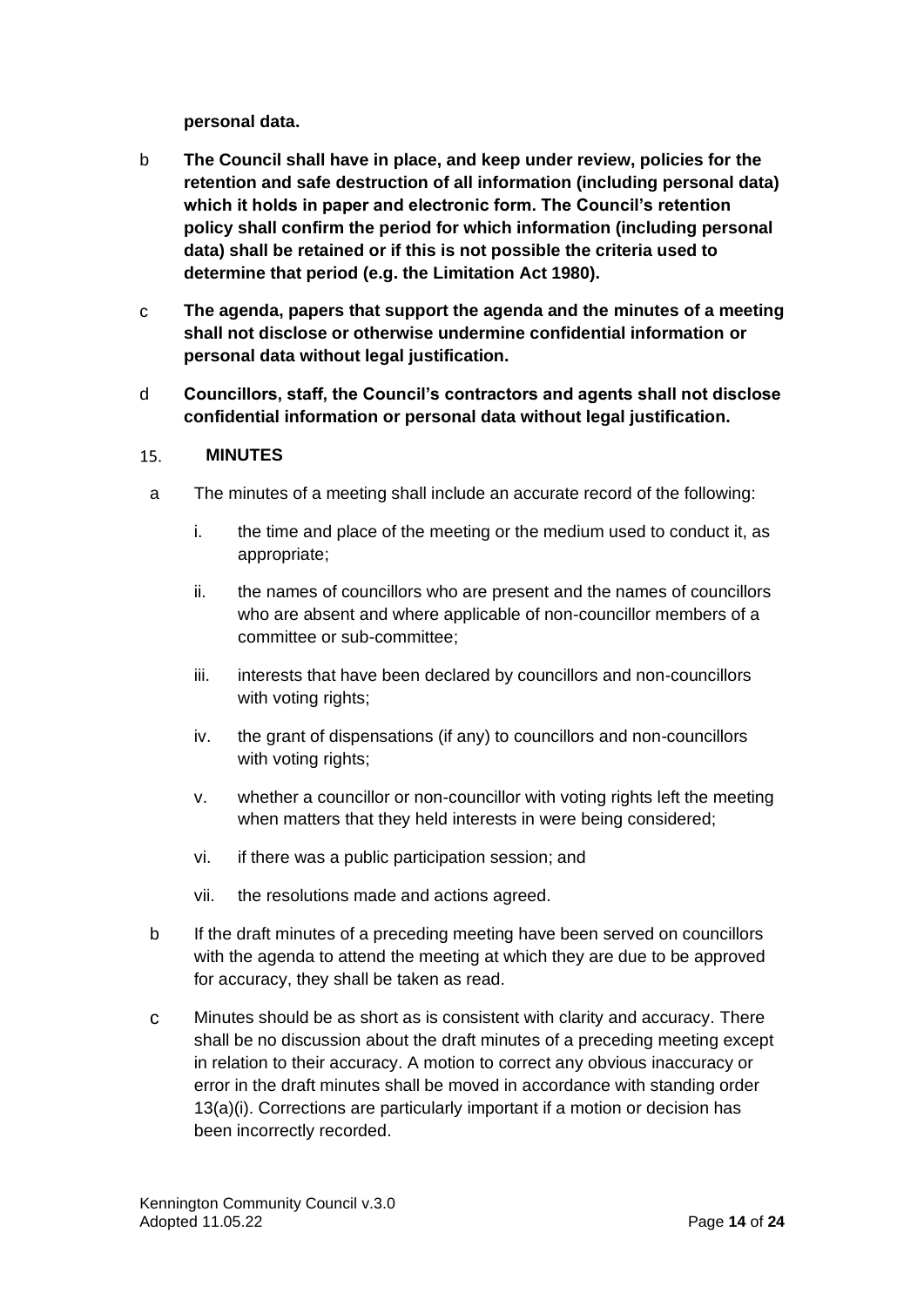**personal data.**

b **The Council shall have in place, and keep under review, policies for the retention and safe destruction of all information (including personal data) which it holds in paper and electronic form. The Council's retention policy shall confirm the period for which information (including personal data) shall be retained or if this is not possible the criteria used to determine that period (e.g. the Limitation Act 1980).**

c **The agenda, papers that support the agenda and the minutes of a meeting shall not disclose or otherwise undermine confidential information or personal data without legal justification.**

d **Councillors, staff, the Council's contractors and agents shall not disclose confidential information or personal data without legal justification.**

## 15. MINUTES

a The minutes of a meeting shall include an accurate record of the following:

i. the time and place of the meeting or the medium used to conduct it, as appropriate;

ii. the names of councillors who are present and the names of councillors who are absent and where applicable of non-councillor members of a committee or sub-committee;

iii. interests that have been declared by councillors and non-councillors with voting rights;

iv. the grant of dispensations (if any) to councillors and non-councillors with voting rights;

v. whether a councillor or non-councillor with voting rights left the meeting when matters that they held interests in were being considered;

vi. if there was a public participation session; and

vii. the resolutions made and actions agreed.

b If the draft minutes of a preceding meeting have been served on councillors with the agenda to attend the meeting at which they are due to be approved for accuracy, they shall be taken as read.

c Minutes should be as short as is consistent with clarity and accuracy. There shall be no discussion about the draft minutes of a preceding meeting except in relation to their accuracy. A motion to correct any obvious inaccuracy or error in the draft minutes shall be moved in accordance with standing order 13(a)(i). Corrections are particularly important if a motion or decision has been incorrectly recorded.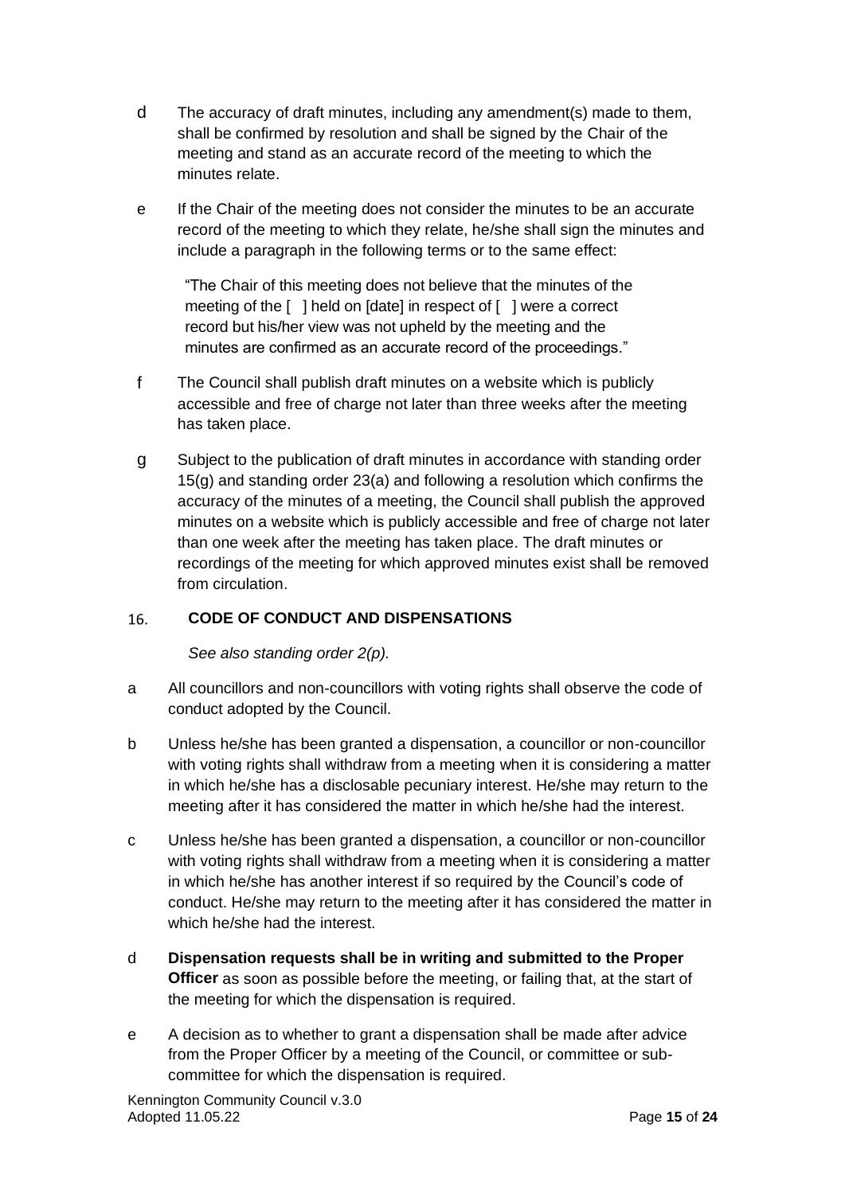d The accuracy of draft minutes, including any amendment(s) made to them, shall be confirmed by resolution and shall be signed by the Chair of the meeting and stand as an accurate record of the meeting to which the minutes relate.

e If the Chair of the meeting does not consider the minutes to be an accurate record of the meeting to which they relate, he/she shall sign the minutes and include a paragraph in the following terms or to the same effect:

> "The Chair of this meeting does not believe that the minutes of the meeting of the [ ] held on [date] in respect of [ ] were a correct record but his/her view was not upheld by the meeting and the minutes are confirmed as an accurate record of the proceedings."

f The Council shall publish draft minutes on a website which is publicly accessible and free of charge not later than three weeks after the meeting has taken place.

g Subject to the publication of draft minutes in accordance with standing order 15(g) and standing order 23(a) and following a resolution which confirms the accuracy of the minutes of a meeting, the Council shall publish the approved minutes on a website which is publicly accessible and free of charge not later than one week after the meeting has taken place. The draft minutes or recordings of the meeting for which approved minutes exist shall be removed from circulation.

## 16. CODE OF CONDUCT AND DISPENSATIONS

*See also standing order 2(p).*

a All councillors and non-councillors with voting rights shall observe the code of conduct adopted by the Council.

b Unless he/she has been granted a dispensation, a councillor or non-councillor with voting rights shall withdraw from a meeting when it is considering a matter in which he/she has a disclosable pecuniary interest. He/she may return to the meeting after it has considered the matter in which he/she had the interest.

c Unless he/she has been granted a dispensation, a councillor or non-councillor with voting rights shall withdraw from a meeting when it is considering a matter in which he/she has another interest if so required by the Council's code of conduct. He/she may return to the meeting after it has considered the matter in which he/she had the interest.

d **Dispensation requests shall be in writing and submitted to the Proper Officer** as soon as possible before the meeting, or failing that, at the start of the meeting for which the dispensation is required.

e A decision as to whether to grant a dispensation shall be made after advice from the Proper Officer by a meeting of the Council, or committee or sub-committee for which the dispensation is required.

Kennington Community Council v.3.0
Adopted 11.05.22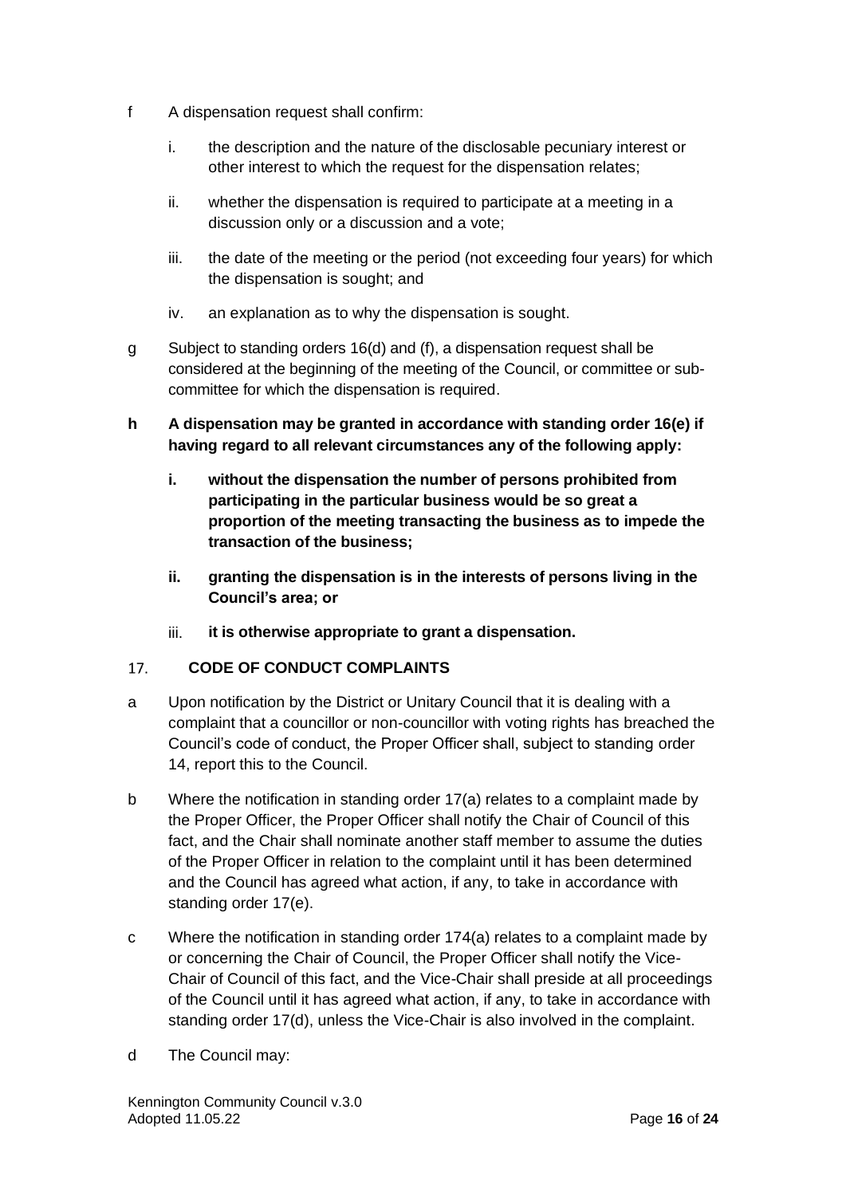f A dispensation request shall confirm:

   i. the description and the nature of the disclosable pecuniary interest or other interest to which the request for the dispensation relates;

   ii. whether the dispensation is required to participate at a meeting in a discussion only or a discussion and a vote;

   iii. the date of the meeting or the period (not exceeding four years) for which the dispensation is sought; and

   iv. an explanation as to why the dispensation is sought.

g Subject to standing orders 16(d) and (f), a dispensation request shall be considered at the beginning of the meeting of the Council, or committee or sub-committee for which the dispensation is required.

**h A dispensation may be granted in accordance with standing order 16(e) if having regard to all relevant circumstances any of the following apply:**

   **i. without the dispensation the number of persons prohibited from participating in the particular business would be so great a proportion of the meeting transacting the business as to impede the transaction of the business;**

   **ii. granting the dispensation is in the interests of persons living in the Council's area; or**

   **iii. it is otherwise appropriate to grant a dispensation.**

## 17. CODE OF CONDUCT COMPLAINTS

a Upon notification by the District or Unitary Council that it is dealing with a complaint that a councillor or non-councillor with voting rights has breached the Council's code of conduct, the Proper Officer shall, subject to standing order 14, report this to the Council.

b Where the notification in standing order 17(a) relates to a complaint made by the Proper Officer, the Proper Officer shall notify the Chair of Council of this fact, and the Chair shall nominate another staff member to assume the duties of the Proper Officer in relation to the complaint until it has been determined and the Council has agreed what action, if any, to take in accordance with standing order 17(e).

c Where the notification in standing order 174(a) relates to a complaint made by or concerning the Chair of Council, the Proper Officer shall notify the Vice-Chair of Council of this fact, and the Vice-Chair shall preside at all proceedings of the Council until it has agreed what action, if any, to take in accordance with standing order 17(d), unless the Vice-Chair is also involved in the complaint.

d The Council may: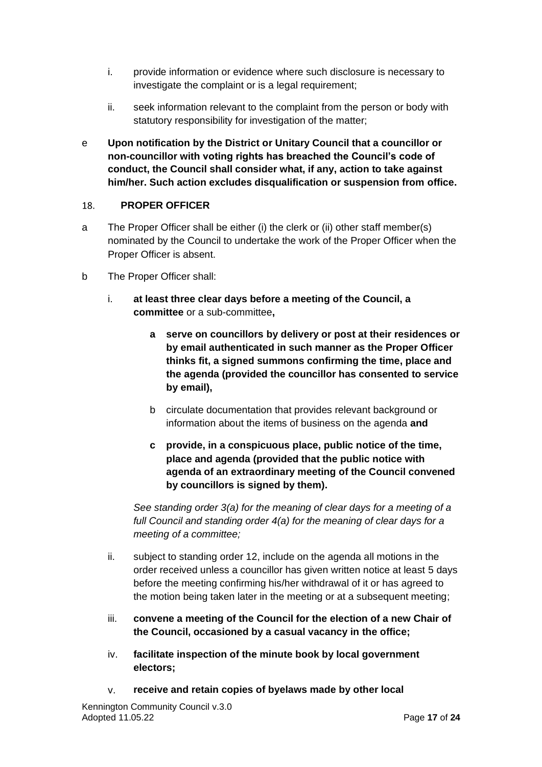i. provide information or evidence where such disclosure is necessary to investigate the complaint or is a legal requirement;

ii. seek information relevant to the complaint from the person or body with statutory responsibility for investigation of the matter;

e **Upon notification by the District or Unitary Council that a councillor or non-councillor with voting rights has breached the Council's code of conduct, the Council shall consider what, if any, action to take against him/her. Such action excludes disqualification or suspension from office.**

## 18. PROPER OFFICER

a The Proper Officer shall be either (i) the clerk or (ii) other staff member(s) nominated by the Council to undertake the work of the Proper Officer when the Proper Officer is absent.

b The Proper Officer shall:

i. **at least three clear days before a meeting of the Council, a committee** or a sub-committee**,**

   **a serve on councillors by delivery or post at their residences or by email authenticated in such manner as the Proper Officer thinks fit, a signed summons confirming the time, place and the agenda (provided the councillor has consented to service by email),**

   b circulate documentation that provides relevant background or information about the items of business on the agenda **and**

   **c provide, in a conspicuous place, public notice of the time, place and agenda (provided that the public notice with agenda of an extraordinary meeting of the Council convened by councillors is signed by them).**

   *See standing order 3(a) for the meaning of clear days for a meeting of a full Council and standing order 4(a) for the meaning of clear days for a meeting of a committee;*

ii. subject to standing order 12, include on the agenda all motions in the order received unless a councillor has given written notice at least 5 days before the meeting confirming his/her withdrawal of it or has agreed to the motion being taken later in the meeting or at a subsequent meeting;

iii. **convene a meeting of the Council for the election of a new Chair of the Council, occasioned by a casual vacancy in the office;**

iv. **facilitate inspection of the minute book by local government electors;**

v. **receive and retain copies of byelaws made by other local**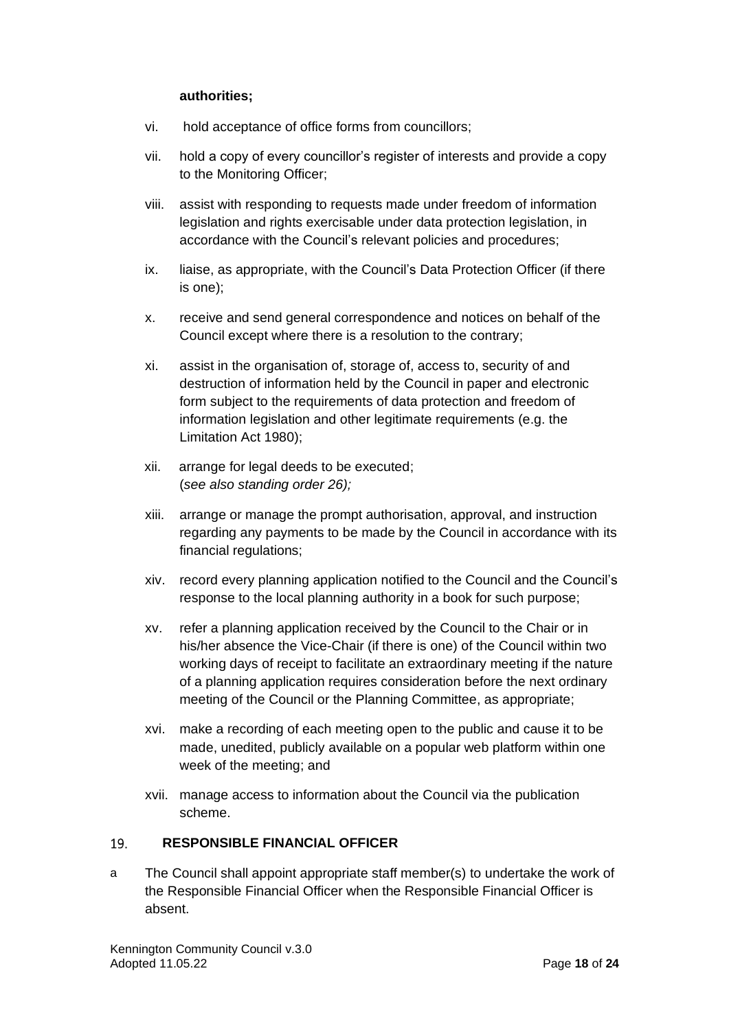**authorities;**

vi. hold acceptance of office forms from councillors;

vii. hold a copy of every councillor's register of interests and provide a copy to the Monitoring Officer;

viii. assist with responding to requests made under freedom of information legislation and rights exercisable under data protection legislation, in accordance with the Council's relevant policies and procedures;

ix. liaise, as appropriate, with the Council's Data Protection Officer (if there is one);

x. receive and send general correspondence and notices on behalf of the Council except where there is a resolution to the contrary;

xi. assist in the organisation of, storage of, access to, security of and destruction of information held by the Council in paper and electronic form subject to the requirements of data protection and freedom of information legislation and other legitimate requirements (e.g. the Limitation Act 1980);

xii. arrange for legal deeds to be executed;
(*see also standing order 26);*

xiii. arrange or manage the prompt authorisation, approval, and instruction regarding any payments to be made by the Council in accordance with its financial regulations;

xiv. record every planning application notified to the Council and the Council's response to the local planning authority in a book for such purpose;

xv. refer a planning application received by the Council to the Chair or in his/her absence the Vice-Chair (if there is one) of the Council within two working days of receipt to facilitate an extraordinary meeting if the nature of a planning application requires consideration before the next ordinary meeting of the Council or the Planning Committee, as appropriate;

xvi. make a recording of each meeting open to the public and cause it to be made, unedited, publicly available on a popular web platform within one week of the meeting; and

xvii. manage access to information about the Council via the publication scheme.

## 19. RESPONSIBLE FINANCIAL OFFICER

a The Council shall appoint appropriate staff member(s) to undertake the work of the Responsible Financial Officer when the Responsible Financial Officer is absent.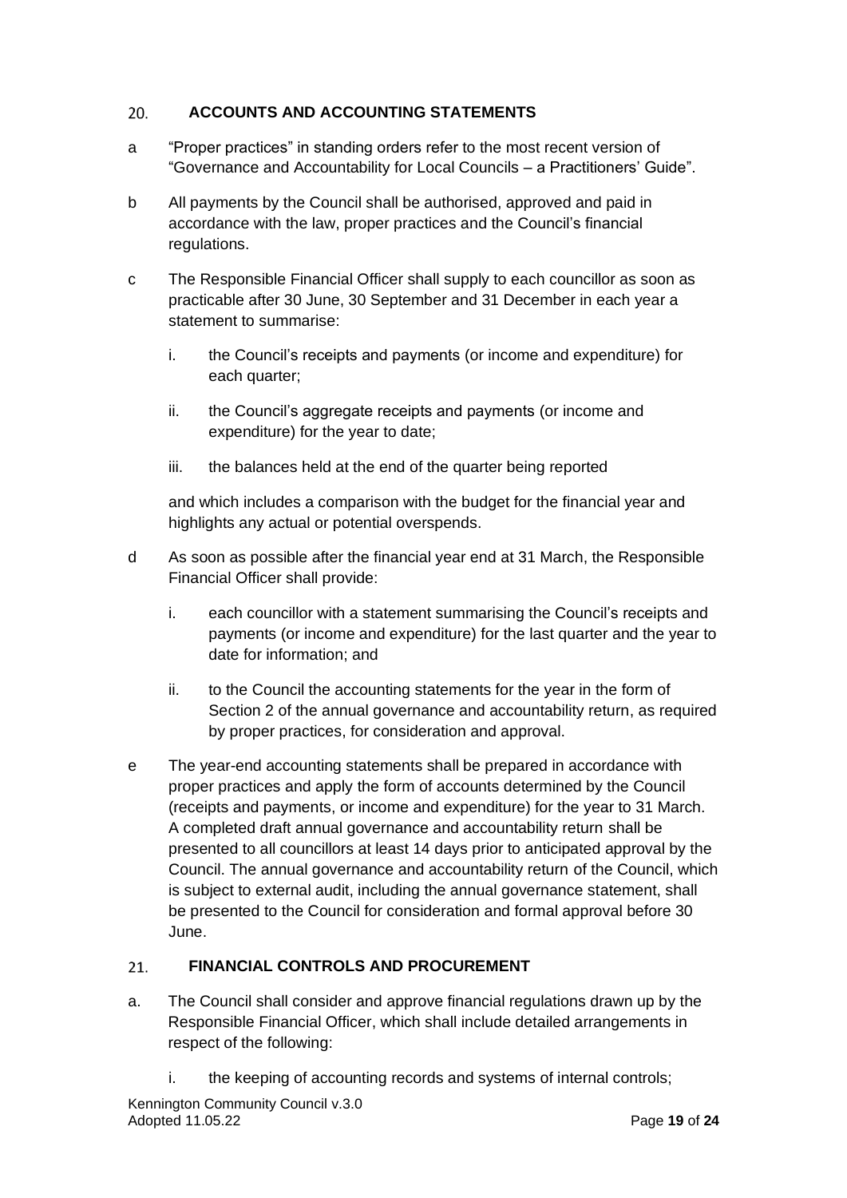## 20. ACCOUNTS AND ACCOUNTING STATEMENTS

a "Proper practices" in standing orders refer to the most recent version of "Governance and Accountability for Local Councils – a Practitioners' Guide".

b All payments by the Council shall be authorised, approved and paid in accordance with the law, proper practices and the Council's financial regulations.

c The Responsible Financial Officer shall supply to each councillor as soon as practicable after 30 June, 30 September and 31 December in each year a statement to summarise:

  i. the Council's receipts and payments (or income and expenditure) for each quarter;

  ii. the Council's aggregate receipts and payments (or income and expenditure) for the year to date;

  iii. the balances held at the end of the quarter being reported

  and which includes a comparison with the budget for the financial year and highlights any actual or potential overspends.

d As soon as possible after the financial year end at 31 March, the Responsible Financial Officer shall provide:

  i. each councillor with a statement summarising the Council's receipts and payments (or income and expenditure) for the last quarter and the year to date for information; and

  ii. to the Council the accounting statements for the year in the form of Section 2 of the annual governance and accountability return, as required by proper practices, for consideration and approval.

e The year-end accounting statements shall be prepared in accordance with proper practices and apply the form of accounts determined by the Council (receipts and payments, or income and expenditure) for the year to 31 March. A completed draft annual governance and accountability return shall be presented to all councillors at least 14 days prior to anticipated approval by the Council. The annual governance and accountability return of the Council, which is subject to external audit, including the annual governance statement, shall be presented to the Council for consideration and formal approval before 30 June.

## 21. FINANCIAL CONTROLS AND PROCUREMENT

a. The Council shall consider and approve financial regulations drawn up by the Responsible Financial Officer, which shall include detailed arrangements in respect of the following:

  i. the keeping of accounting records and systems of internal controls;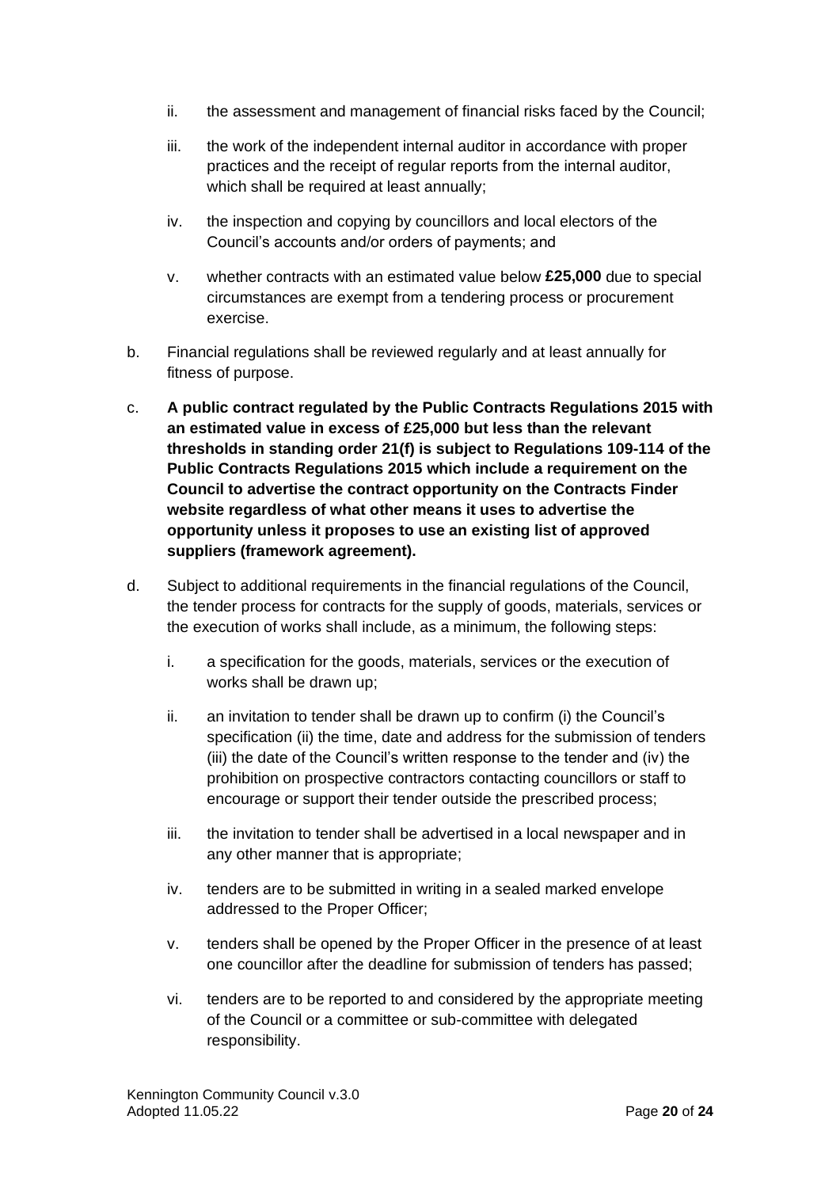ii. the assessment and management of financial risks faced by the Council;

   iii. the work of the independent internal auditor in accordance with proper practices and the receipt of regular reports from the internal auditor, which shall be required at least annually;

   iv. the inspection and copying by councillors and local electors of the Council's accounts and/or orders of payments; and

   v. whether contracts with an estimated value below **£25,000** due to special circumstances are exempt from a tendering process or procurement exercise.

b. Financial regulations shall be reviewed regularly and at least annually for fitness of purpose.

c. **A public contract regulated by the Public Contracts Regulations 2015 with an estimated value in excess of £25,000 but less than the relevant thresholds in standing order 21(f) is subject to Regulations 109-114 of the Public Contracts Regulations 2015 which include a requirement on the Council to advertise the contract opportunity on the Contracts Finder website regardless of what other means it uses to advertise the opportunity unless it proposes to use an existing list of approved suppliers (framework agreement).**

d. Subject to additional requirements in the financial regulations of the Council, the tender process for contracts for the supply of goods, materials, services or the execution of works shall include, as a minimum, the following steps:

   i. a specification for the goods, materials, services or the execution of works shall be drawn up;

   ii. an invitation to tender shall be drawn up to confirm (i) the Council's specification (ii) the time, date and address for the submission of tenders (iii) the date of the Council's written response to the tender and (iv) the prohibition on prospective contractors contacting councillors or staff to encourage or support their tender outside the prescribed process;

   iii. the invitation to tender shall be advertised in a local newspaper and in any other manner that is appropriate;

   iv. tenders are to be submitted in writing in a sealed marked envelope addressed to the Proper Officer;

   v. tenders shall be opened by the Proper Officer in the presence of at least one councillor after the deadline for submission of tenders has passed;

   vi. tenders are to be reported to and considered by the appropriate meeting of the Council or a committee or sub-committee with delegated responsibility.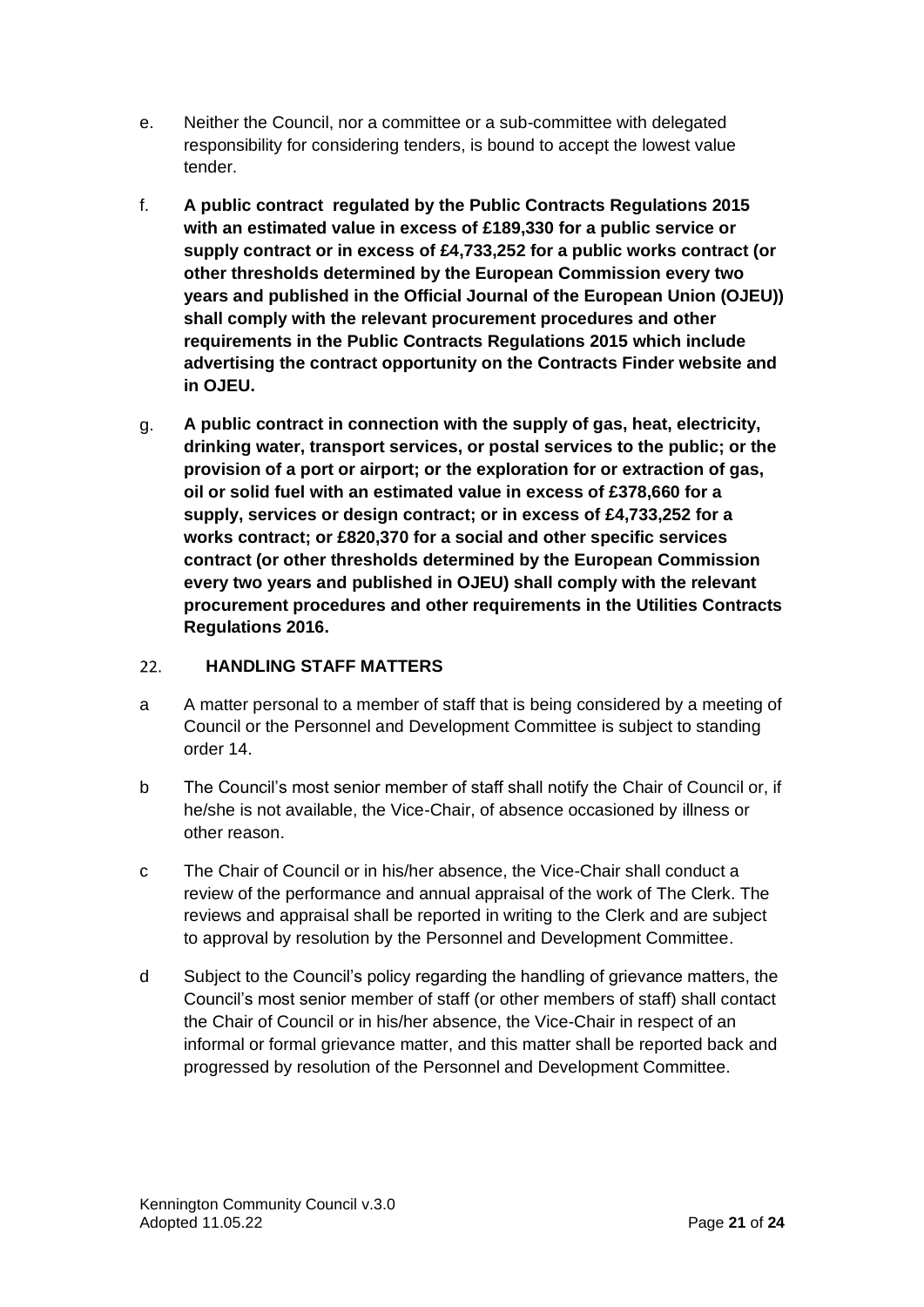e. Neither the Council, nor a committee or a sub-committee with delegated responsibility for considering tenders, is bound to accept the lowest value tender.

f. **A public contract regulated by the Public Contracts Regulations 2015 with an estimated value in excess of £189,330 for a public service or supply contract or in excess of £4,733,252 for a public works contract (or other thresholds determined by the European Commission every two years and published in the Official Journal of the European Union (OJEU)) shall comply with the relevant procurement procedures and other requirements in the Public Contracts Regulations 2015 which include advertising the contract opportunity on the Contracts Finder website and in OJEU.**

g. **A public contract in connection with the supply of gas, heat, electricity, drinking water, transport services, or postal services to the public; or the provision of a port or airport; or the exploration for or extraction of gas, oil or solid fuel with an estimated value in excess of £378,660 for a supply, services or design contract; or in excess of £4,733,252 for a works contract; or £820,370 for a social and other specific services contract (or other thresholds determined by the European Commission every two years and published in OJEU) shall comply with the relevant procurement procedures and other requirements in the Utilities Contracts Regulations 2016.**

## 22. HANDLING STAFF MATTERS

a A matter personal to a member of staff that is being considered by a meeting of Council or the Personnel and Development Committee is subject to standing order 14.

b The Council's most senior member of staff shall notify the Chair of Council or, if he/she is not available, the Vice-Chair, of absence occasioned by illness or other reason.

c The Chair of Council or in his/her absence, the Vice-Chair shall conduct a review of the performance and annual appraisal of the work of The Clerk. The reviews and appraisal shall be reported in writing to the Clerk and are subject to approval by resolution by the Personnel and Development Committee.

d Subject to the Council's policy regarding the handling of grievance matters, the Council's most senior member of staff (or other members of staff) shall contact the Chair of Council or in his/her absence, the Vice-Chair in respect of an informal or formal grievance matter, and this matter shall be reported back and progressed by resolution of the Personnel and Development Committee.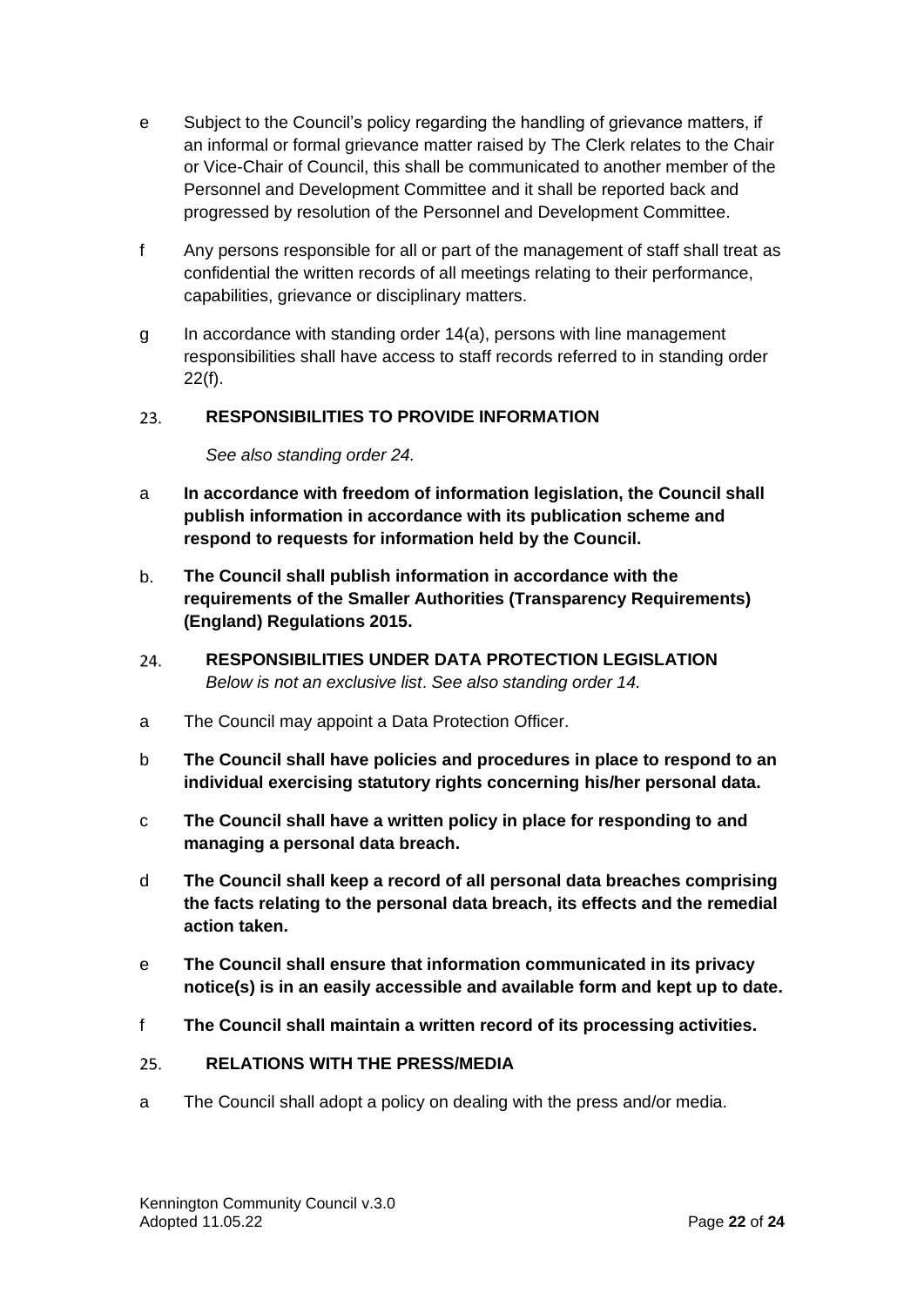e Subject to the Council's policy regarding the handling of grievance matters, if an informal or formal grievance matter raised by The Clerk relates to the Chair or Vice-Chair of Council, this shall be communicated to another member of the Personnel and Development Committee and it shall be reported back and progressed by resolution of the Personnel and Development Committee.

f Any persons responsible for all or part of the management of staff shall treat as confidential the written records of all meetings relating to their performance, capabilities, grievance or disciplinary matters.

g In accordance with standing order 14(a), persons with line management responsibilities shall have access to staff records referred to in standing order 22(f).

## 23. RESPONSIBILITIES TO PROVIDE INFORMATION

*See also standing order 24.*

a **In accordance with freedom of information legislation, the Council shall publish information in accordance with its publication scheme and respond to requests for information held by the Council.**

b. **The Council shall publish information in accordance with the requirements of the Smaller Authorities (Transparency Requirements) (England) Regulations 2015.**

## 24. RESPONSIBILITIES UNDER DATA PROTECTION LEGISLATION

*Below is not an exclusive list. See also standing order 14.*

a The Council may appoint a Data Protection Officer.

b **The Council shall have policies and procedures in place to respond to an individual exercising statutory rights concerning his/her personal data.**

c **The Council shall have a written policy in place for responding to and managing a personal data breach.**

d **The Council shall keep a record of all personal data breaches comprising the facts relating to the personal data breach, its effects and the remedial action taken.**

e **The Council shall ensure that information communicated in its privacy notice(s) is in an easily accessible and available form and kept up to date.**

f **The Council shall maintain a written record of its processing activities.**

## 25. RELATIONS WITH THE PRESS/MEDIA

a The Council shall adopt a policy on dealing with the press and/or media.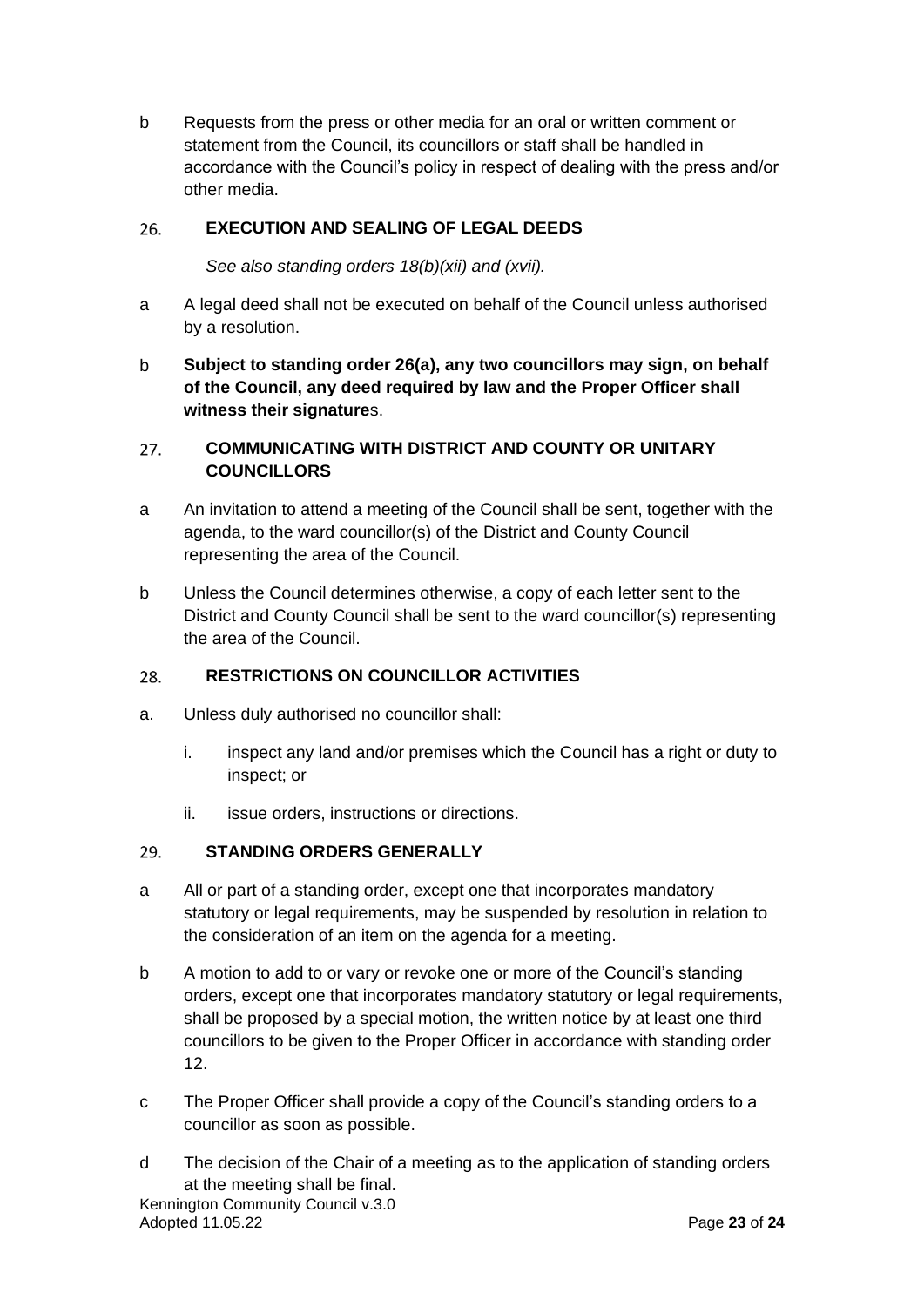b Requests from the press or other media for an oral or written comment or statement from the Council, its councillors or staff shall be handled in accordance with the Council's policy in respect of dealing with the press and/or other media.

## 26. EXECUTION AND SEALING OF LEGAL DEEDS

*See also standing orders 18(b)(xii) and (xvii).*

a A legal deed shall not be executed on behalf of the Council unless authorised by a resolution.

b **Subject to standing order 26(a), any two councillors may sign, on behalf of the Council, any deed required by law and the Proper Officer shall witness their signature**s.

## 27. COMMUNICATING WITH DISTRICT AND COUNTY OR UNITARY COUNCILLORS

a An invitation to attend a meeting of the Council shall be sent, together with the agenda, to the ward councillor(s) of the District and County Council representing the area of the Council.

b Unless the Council determines otherwise, a copy of each letter sent to the District and County Council shall be sent to the ward councillor(s) representing the area of the Council.

## 28. RESTRICTIONS ON COUNCILLOR ACTIVITIES

a. Unless duly authorised no councillor shall:

   i. inspect any land and/or premises which the Council has a right or duty to inspect; or

   ii. issue orders, instructions or directions.

## 29. STANDING ORDERS GENERALLY

a All or part of a standing order, except one that incorporates mandatory statutory or legal requirements, may be suspended by resolution in relation to the consideration of an item on the agenda for a meeting.

b A motion to add to or vary or revoke one or more of the Council's standing orders, except one that incorporates mandatory statutory or legal requirements, shall be proposed by a special motion, the written notice by at least one third councillors to be given to the Proper Officer in accordance with standing order 12.

c The Proper Officer shall provide a copy of the Council's standing orders to a councillor as soon as possible.

d The decision of the Chair of a meeting as to the application of standing orders at the meeting shall be final.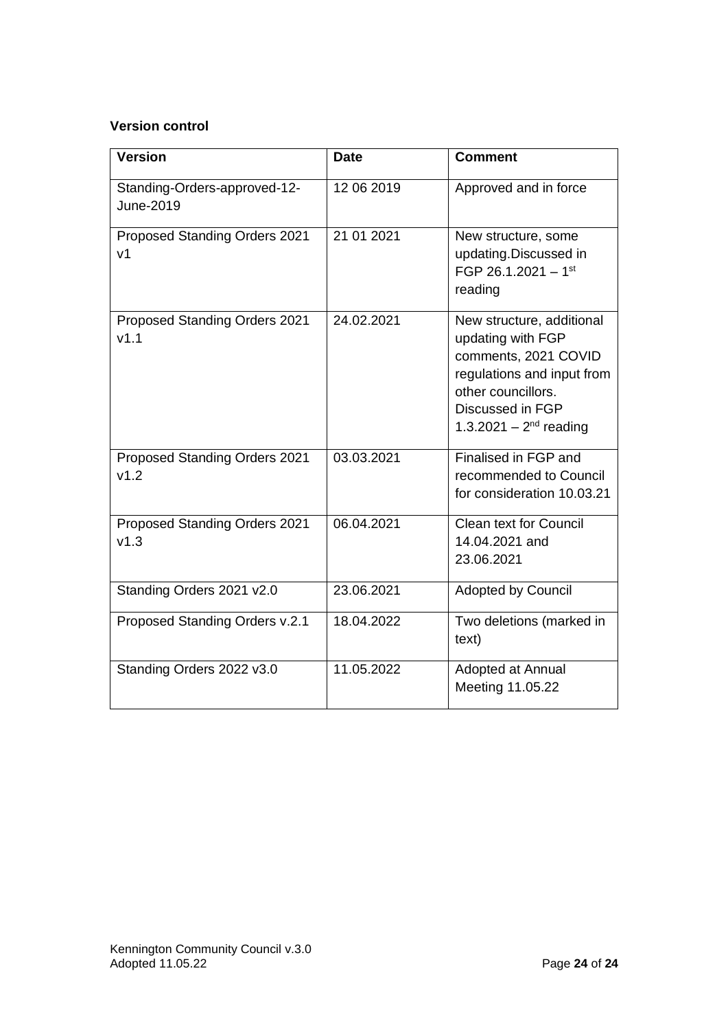**Version control**

| Version | Date | Comment |
|---|---|---|
| Standing-Orders-approved-12-June-2019 | 12 06 2019 | Approved and in force |
| Proposed Standing Orders 2021 v1 | 21 01 2021 | New structure, some updating.Discussed in FGP 26.1.2021 – 1st reading |
| Proposed Standing Orders 2021 v1.1 | 24.02.2021 | New structure, additional updating with FGP comments, 2021 COVID regulations and input from other councillors. Discussed in FGP 1.3.2021 – 2nd reading |
| Proposed Standing Orders 2021 v1.2 | 03.03.2021 | Finalised in FGP and recommended to Council for consideration 10.03.21 |
| Proposed Standing Orders 2021 v1.3 | 06.04.2021 | Clean text for Council 14.04.2021 and 23.06.2021 |
| Standing Orders 2021 v2.0 | 23.06.2021 | Adopted by Council |
| Proposed Standing Orders v.2.1 | 18.04.2022 | Two deletions (marked in text) |
| Standing Orders 2022 v3.0 | 11.05.2022 | Adopted at Annual Meeting 11.05.22 |